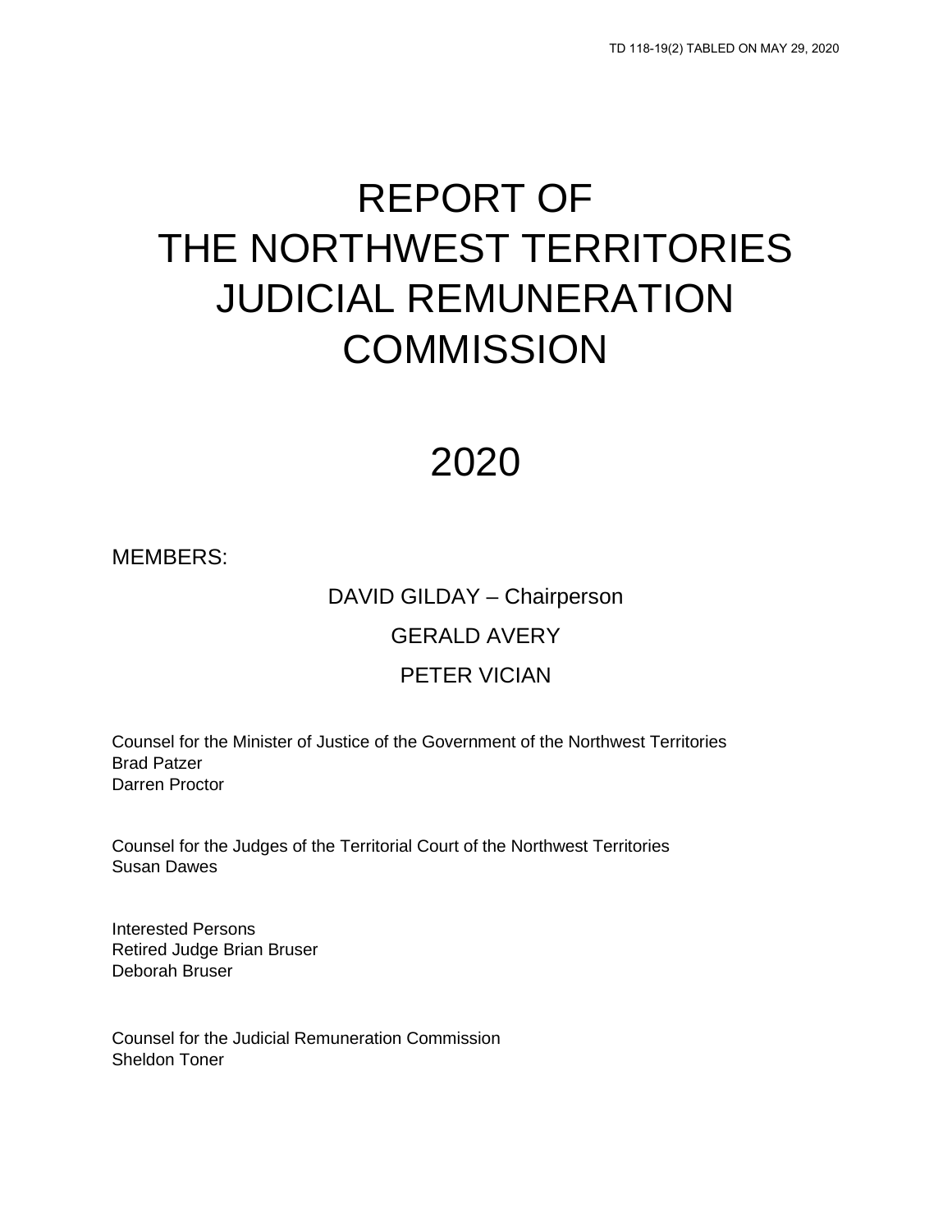TD 118-19(2) TABLED ON MAY 29, 2020

# REPORT OF THE NORTHWEST TERRITORIES JUDICIAL REMUNERATION COMMISSION

# 2020

MEMBERS:

DAVID GILDAY – Chairperson

GERALD AVERY

PETER VICIAN

Counsel for the Minister of Justice of the Government of the Northwest Territories
Brad Patzer
Darren Proctor

Counsel for the Judges of the Territorial Court of the Northwest Territories
Susan Dawes

Interested Persons
Retired Judge Brian Bruser
Deborah Bruser

Counsel for the Judicial Remuneration Commission
Sheldon Toner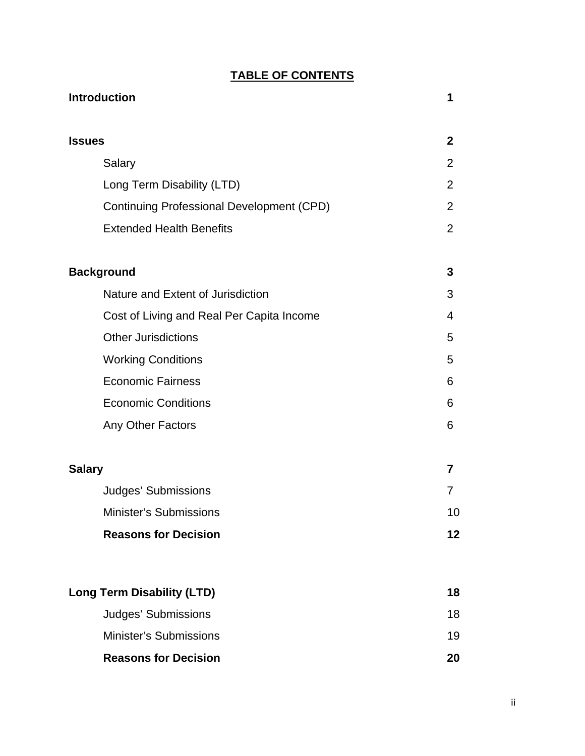# TABLE OF CONTENTS

| | |
|---|---|
| **Introduction** | **1** |
| **Issues** | **2** |
| Salary | 2 |
| Long Term Disability (LTD) | 2 |
| Continuing Professional Development (CPD) | 2 |
| Extended Health Benefits | 2 |
| **Background** | **3** |
| Nature and Extent of Jurisdiction | 3 |
| Cost of Living and Real Per Capita Income | 4 |
| Other Jurisdictions | 5 |
| Working Conditions | 5 |
| Economic Fairness | 6 |
| Economic Conditions | 6 |
| Any Other Factors | 6 |
| **Salary** | **7** |
| Judges' Submissions | 7 |
| Minister's Submissions | 10 |
| **Reasons for Decision** | **12** |
| **Long Term Disability (LTD)** | **18** |
| Judges' Submissions | 18 |
| Minister's Submissions | 19 |
| **Reasons for Decision** | **20** |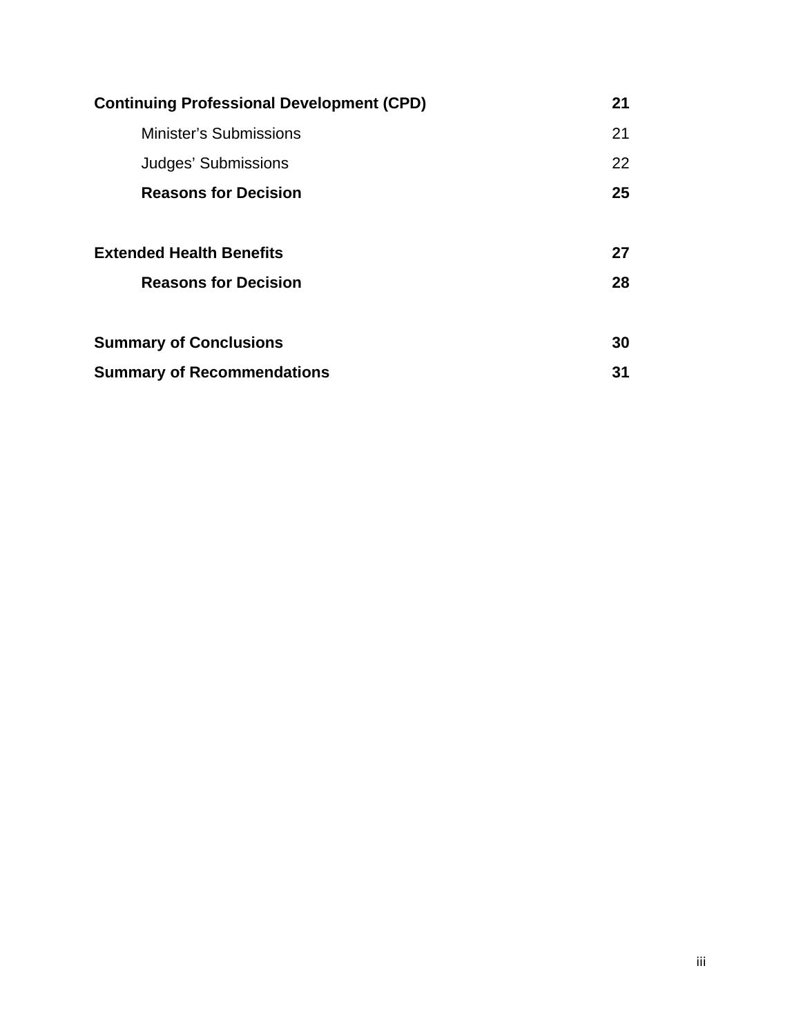| | |
|---|---|
| **Continuing Professional Development (CPD)** | **21** |
| Minister's Submissions | 21 |
| Judges' Submissions | 22 |
| **Reasons for Decision** | **25** |
| | |
| **Extended Health Benefits** | **27** |
| **Reasons for Decision** | **28** |
| | |
| **Summary of Conclusions** | **30** |
| **Summary of Recommendations** | **31** |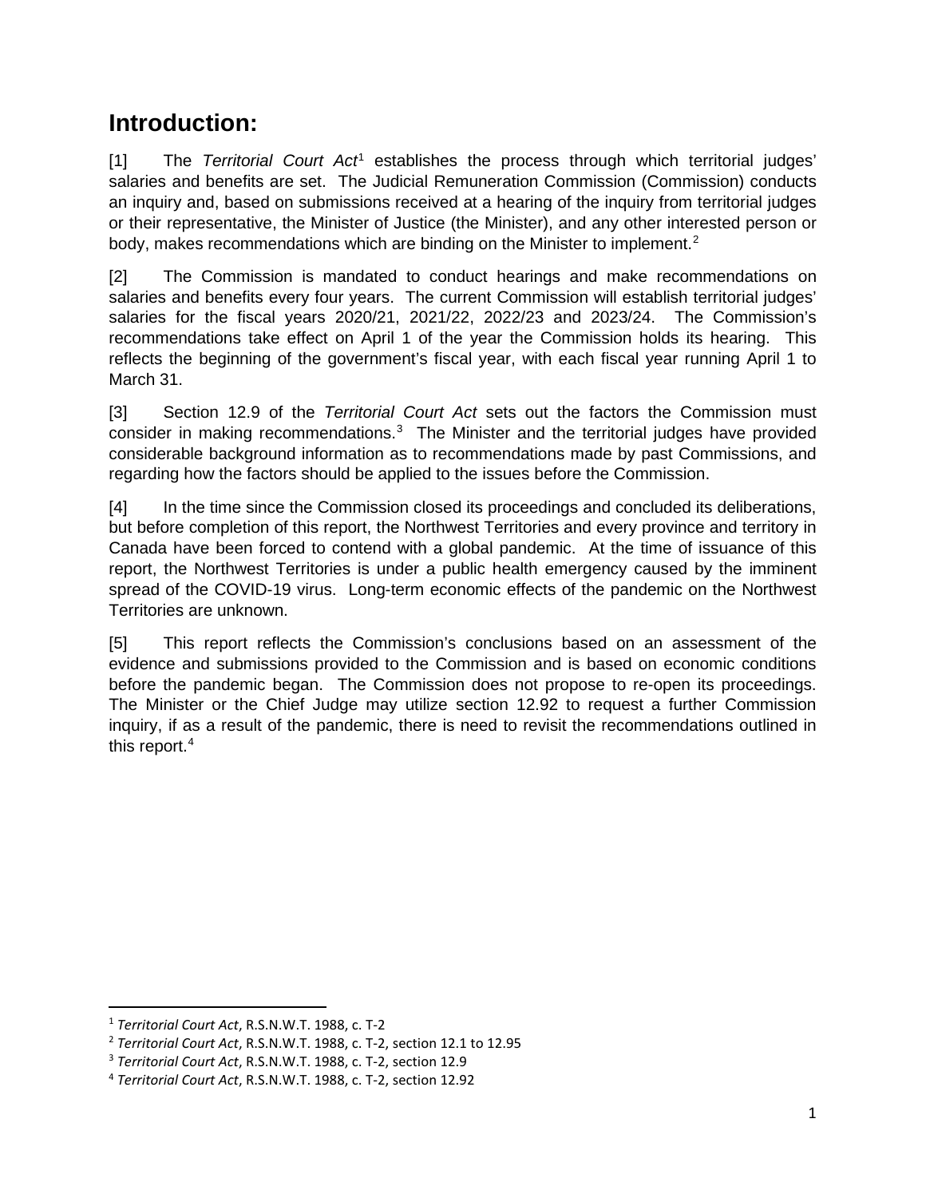# Introduction:

[1] The *Territorial Court Act*[1] establishes the process through which territorial judges' salaries and benefits are set. The Judicial Remuneration Commission (Commission) conducts an inquiry and, based on submissions received at a hearing of the inquiry from territorial judges or their representative, the Minister of Justice (the Minister), and any other interested person or body, makes recommendations which are binding on the Minister to implement.[2]

[2] The Commission is mandated to conduct hearings and make recommendations on salaries and benefits every four years. The current Commission will establish territorial judges' salaries for the fiscal years 2020/21, 2021/22, 2022/23 and 2023/24. The Commission's recommendations take effect on April 1 of the year the Commission holds its hearing. This reflects the beginning of the government's fiscal year, with each fiscal year running April 1 to March 31.

[3] Section 12.9 of the *Territorial Court Act* sets out the factors the Commission must consider in making recommendations.[3] The Minister and the territorial judges have provided considerable background information as to recommendations made by past Commissions, and regarding how the factors should be applied to the issues before the Commission.

[4] In the time since the Commission closed its proceedings and concluded its deliberations, but before completion of this report, the Northwest Territories and every province and territory in Canada have been forced to contend with a global pandemic. At the time of issuance of this report, the Northwest Territories is under a public health emergency caused by the imminent spread of the COVID-19 virus. Long-term economic effects of the pandemic on the Northwest Territories are unknown.

[5] This report reflects the Commission's conclusions based on an assessment of the evidence and submissions provided to the Commission and is based on economic conditions before the pandemic began. The Commission does not propose to re-open its proceedings. The Minister or the Chief Judge may utilize section 12.92 to request a further Commission inquiry, if as a result of the pandemic, there is need to revisit the recommendations outlined in this report.[4]

---

[1] *Territorial Court Act*, R.S.N.W.T. 1988, c. T-2

[2] *Territorial Court Act*, R.S.N.W.T. 1988, c. T-2, section 12.1 to 12.95

[3] *Territorial Court Act*, R.S.N.W.T. 1988, c. T-2, section 12.9

[4] *Territorial Court Act*, R.S.N.W.T. 1988, c. T-2, section 12.92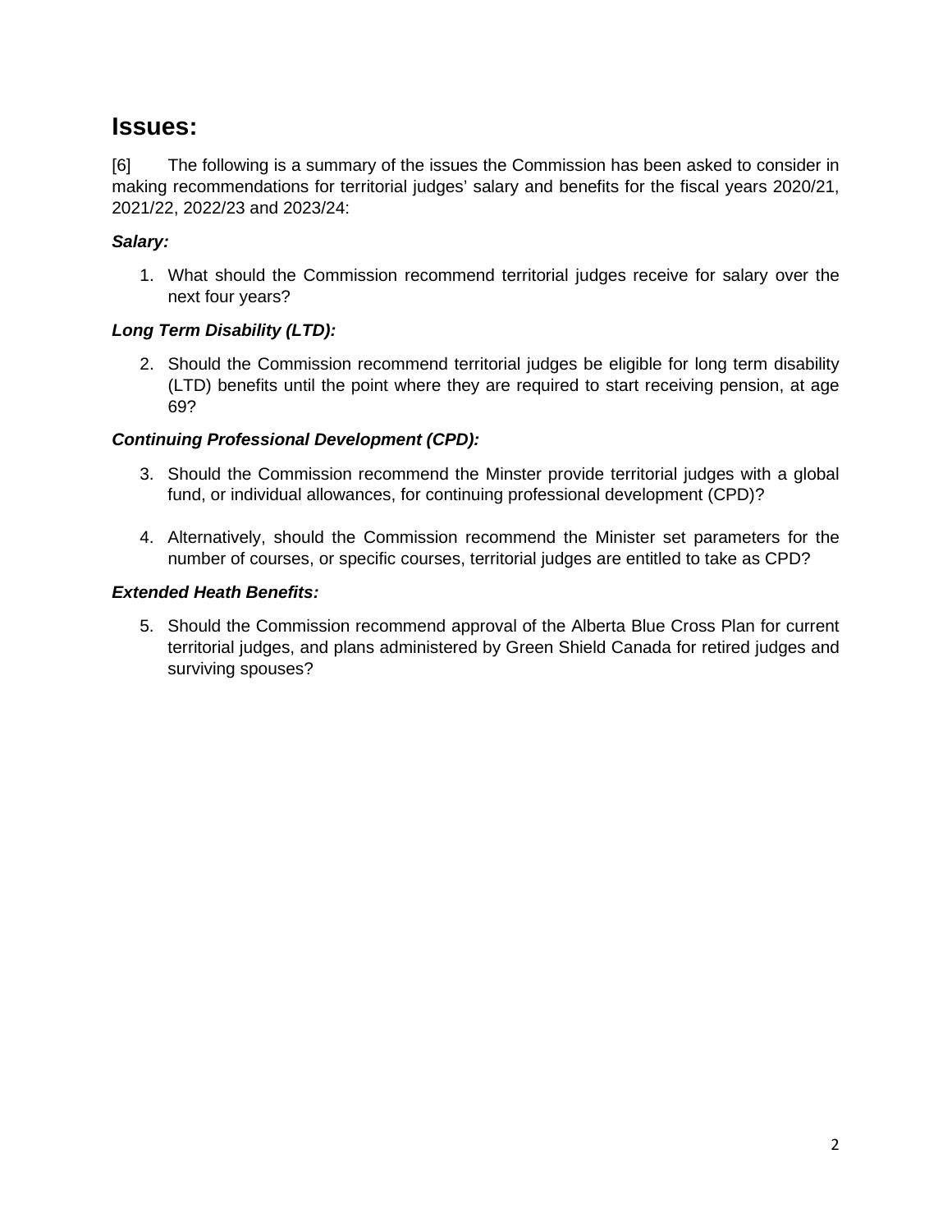## Issues:

[6] The following is a summary of the issues the Commission has been asked to consider in making recommendations for territorial judges' salary and benefits for the fiscal years 2020/21, 2021/22, 2022/23 and 2023/24:

***Salary:***

1. What should the Commission recommend territorial judges receive for salary over the next four years?

***Long Term Disability (LTD):***

2. Should the Commission recommend territorial judges be eligible for long term disability (LTD) benefits until the point where they are required to start receiving pension, at age 69?

***Continuing Professional Development (CPD):***

3. Should the Commission recommend the Minster provide territorial judges with a global fund, or individual allowances, for continuing professional development (CPD)?

4. Alternatively, should the Commission recommend the Minister set parameters for the number of courses, or specific courses, territorial judges are entitled to take as CPD?

***Extended Heath Benefits:***

5. Should the Commission recommend approval of the Alberta Blue Cross Plan for current territorial judges, and plans administered by Green Shield Canada for retired judges and surviving spouses?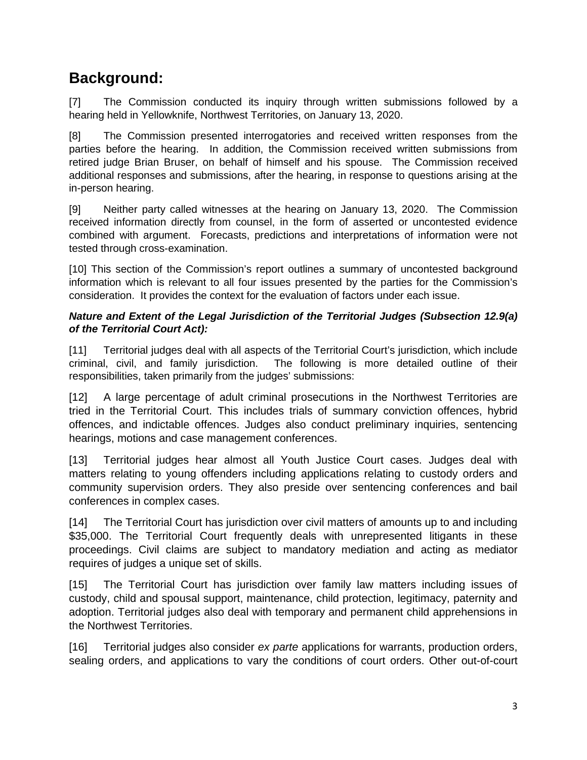## Background:

[7] The Commission conducted its inquiry through written submissions followed by a hearing held in Yellowknife, Northwest Territories, on January 13, 2020.

[8] The Commission presented interrogatories and received written responses from the parties before the hearing. In addition, the Commission received written submissions from retired judge Brian Bruser, on behalf of himself and his spouse. The Commission received additional responses and submissions, after the hearing, in response to questions arising at the in-person hearing.

[9] Neither party called witnesses at the hearing on January 13, 2020. The Commission received information directly from counsel, in the form of asserted or uncontested evidence combined with argument. Forecasts, predictions and interpretations of information were not tested through cross-examination.

[10] This section of the Commission's report outlines a summary of uncontested background information which is relevant to all four issues presented by the parties for the Commission's consideration. It provides the context for the evaluation of factors under each issue.

***Nature and Extent of the Legal Jurisdiction of the Territorial Judges (Subsection 12.9(a) of the Territorial Court Act):***

[11] Territorial judges deal with all aspects of the Territorial Court's jurisdiction, which include criminal, civil, and family jurisdiction. The following is more detailed outline of their responsibilities, taken primarily from the judges' submissions:

[12] A large percentage of adult criminal prosecutions in the Northwest Territories are tried in the Territorial Court. This includes trials of summary conviction offences, hybrid offences, and indictable offences. Judges also conduct preliminary inquiries, sentencing hearings, motions and case management conferences.

[13] Territorial judges hear almost all Youth Justice Court cases. Judges deal with matters relating to young offenders including applications relating to custody orders and community supervision orders. They also preside over sentencing conferences and bail conferences in complex cases.

[14] The Territorial Court has jurisdiction over civil matters of amounts up to and including $35,000. The Territorial Court frequently deals with unrepresented litigants in these proceedings. Civil claims are subject to mandatory mediation and acting as mediator requires of judges a unique set of skills.

[15] The Territorial Court has jurisdiction over family law matters including issues of custody, child and spousal support, maintenance, child protection, legitimacy, paternity and adoption. Territorial judges also deal with temporary and permanent child apprehensions in the Northwest Territories.

[16] Territorial judges also consider *ex parte* applications for warrants, production orders, sealing orders, and applications to vary the conditions of court orders. Other out-of-court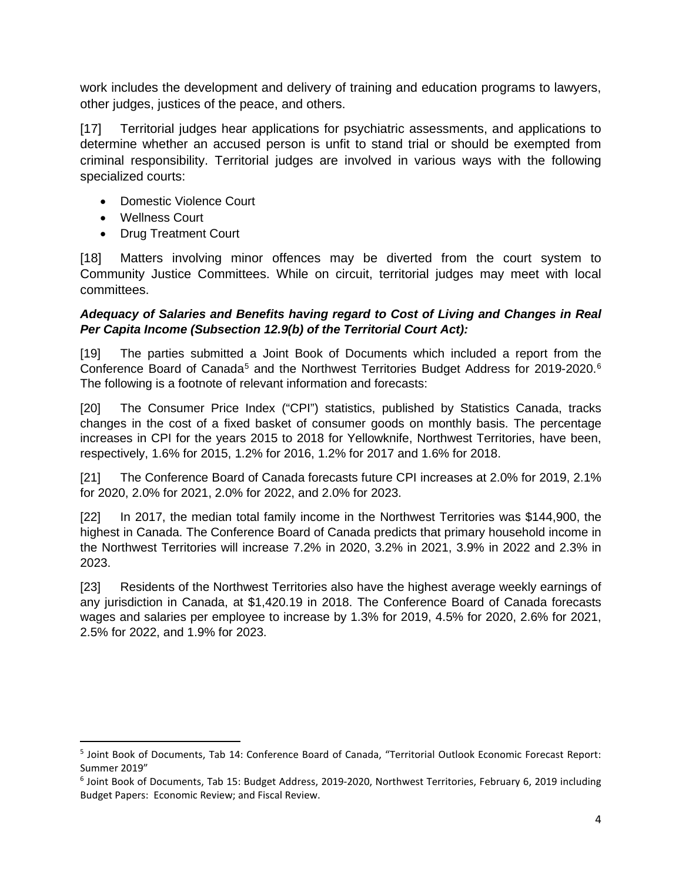work includes the development and delivery of training and education programs to lawyers, other judges, justices of the peace, and others.

[17] Territorial judges hear applications for psychiatric assessments, and applications to determine whether an accused person is unfit to stand trial or should be exempted from criminal responsibility. Territorial judges are involved in various ways with the following specialized courts:

- Domestic Violence Court
- Wellness Court
- Drug Treatment Court

[18] Matters involving minor offences may be diverted from the court system to Community Justice Committees. While on circuit, territorial judges may meet with local committees.

***Adequacy of Salaries and Benefits having regard to Cost of Living and Changes in Real Per Capita Income (Subsection 12.9(b) of the Territorial Court Act):***

[19] The parties submitted a Joint Book of Documents which included a report from the Conference Board of Canada[5] and the Northwest Territories Budget Address for 2019-2020.[6] The following is a footnote of relevant information and forecasts:

[20] The Consumer Price Index ("CPI") statistics, published by Statistics Canada, tracks changes in the cost of a fixed basket of consumer goods on monthly basis. The percentage increases in CPI for the years 2015 to 2018 for Yellowknife, Northwest Territories, have been, respectively, 1.6% for 2015, 1.2% for 2016, 1.2% for 2017 and 1.6% for 2018.

[21] The Conference Board of Canada forecasts future CPI increases at 2.0% for 2019, 2.1% for 2020, 2.0% for 2021, 2.0% for 2022, and 2.0% for 2023.

[22] In 2017, the median total family income in the Northwest Territories was $144,900, the highest in Canada. The Conference Board of Canada predicts that primary household income in the Northwest Territories will increase 7.2% in 2020, 3.2% in 2021, 3.9% in 2022 and 2.3% in 2023.

[23] Residents of the Northwest Territories also have the highest average weekly earnings of any jurisdiction in Canada, at $1,420.19 in 2018. The Conference Board of Canada forecasts wages and salaries per employee to increase by 1.3% for 2019, 4.5% for 2020, 2.6% for 2021, 2.5% for 2022, and 1.9% for 2023.

---

[5] Joint Book of Documents, Tab 14: Conference Board of Canada, "Territorial Outlook Economic Forecast Report: Summer 2019"

[6] Joint Book of Documents, Tab 15: Budget Address, 2019-2020, Northwest Territories, February 6, 2019 including Budget Papers: Economic Review; and Fiscal Review.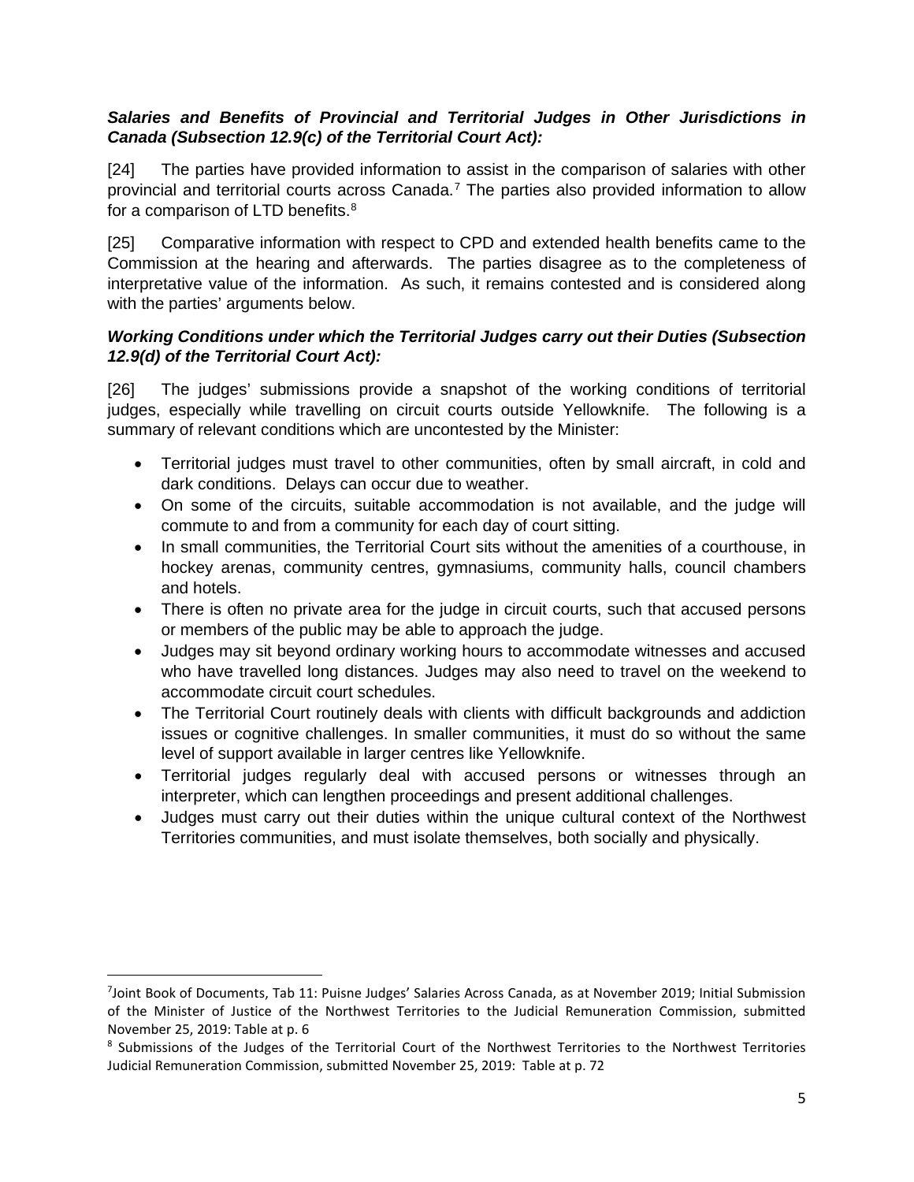***Salaries and Benefits of Provincial and Territorial Judges in Other Jurisdictions in Canada (Subsection 12.9(c) of the Territorial Court Act):***

[24] The parties have provided information to assist in the comparison of salaries with other provincial and territorial courts across Canada.[7] The parties also provided information to allow for a comparison of LTD benefits.[8]

[25] Comparative information with respect to CPD and extended health benefits came to the Commission at the hearing and afterwards. The parties disagree as to the completeness of interpretative value of the information. As such, it remains contested and is considered along with the parties' arguments below.

***Working Conditions under which the Territorial Judges carry out their Duties (Subsection 12.9(d) of the Territorial Court Act):***

[26] The judges' submissions provide a snapshot of the working conditions of territorial judges, especially while travelling on circuit courts outside Yellowknife. The following is a summary of relevant conditions which are uncontested by the Minister:

- Territorial judges must travel to other communities, often by small aircraft, in cold and dark conditions. Delays can occur due to weather.
- On some of the circuits, suitable accommodation is not available, and the judge will commute to and from a community for each day of court sitting.
- In small communities, the Territorial Court sits without the amenities of a courthouse, in hockey arenas, community centres, gymnasiums, community halls, council chambers and hotels.
- There is often no private area for the judge in circuit courts, such that accused persons or members of the public may be able to approach the judge.
- Judges may sit beyond ordinary working hours to accommodate witnesses and accused who have travelled long distances. Judges may also need to travel on the weekend to accommodate circuit court schedules.
- The Territorial Court routinely deals with clients with difficult backgrounds and addiction issues or cognitive challenges. In smaller communities, it must do so without the same level of support available in larger centres like Yellowknife.
- Territorial judges regularly deal with accused persons or witnesses through an interpreter, which can lengthen proceedings and present additional challenges.
- Judges must carry out their duties within the unique cultural context of the Northwest Territories communities, and must isolate themselves, both socially and physically.

---

[7] Joint Book of Documents, Tab 11: Puisne Judges' Salaries Across Canada, as at November 2019; Initial Submission of the Minister of Justice of the Northwest Territories to the Judicial Remuneration Commission, submitted November 25, 2019: Table at p. 6

[8] Submissions of the Judges of the Territorial Court of the Northwest Territories to the Northwest Territories Judicial Remuneration Commission, submitted November 25, 2019: Table at p. 72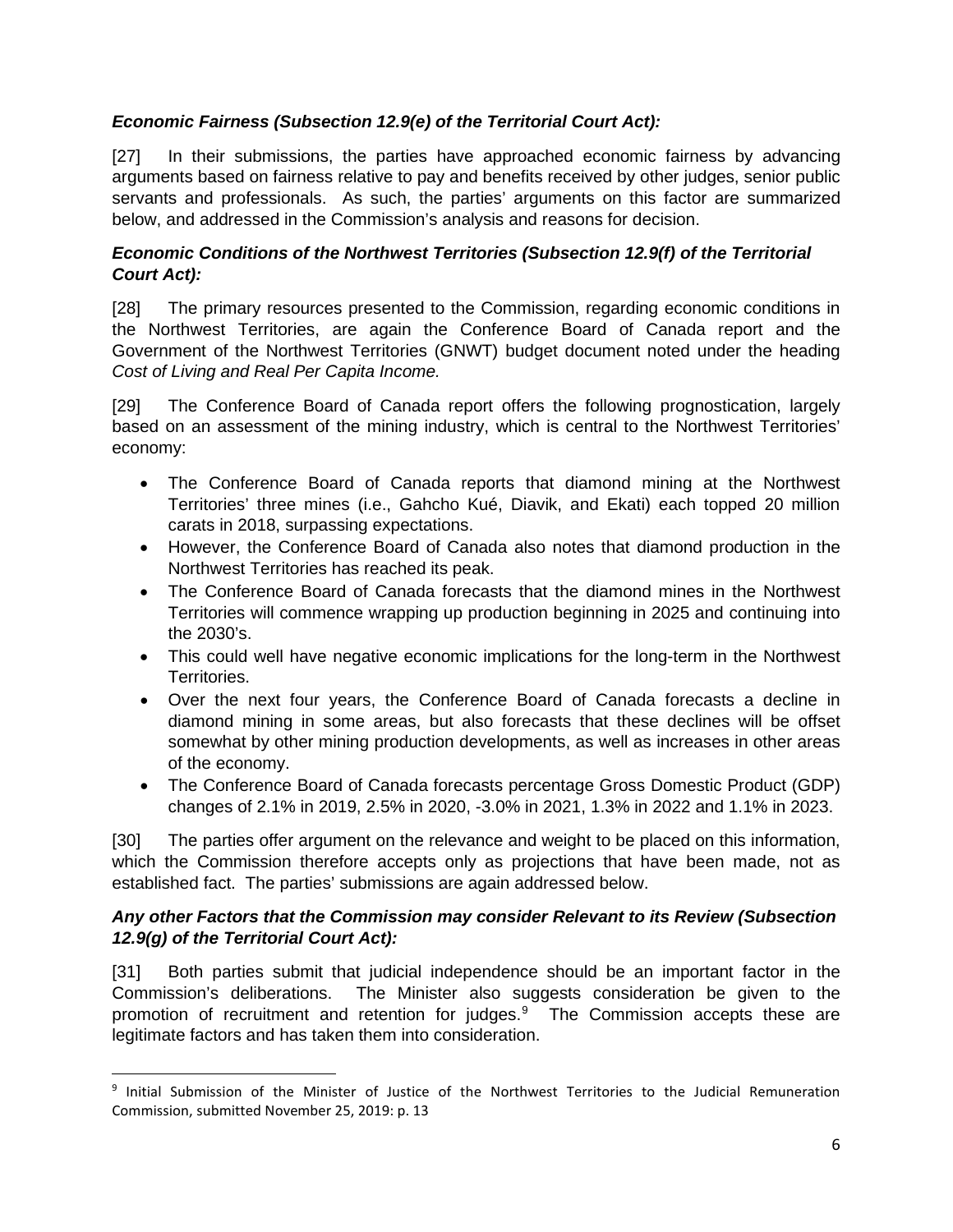***Economic Fairness (Subsection 12.9(e) of the Territorial Court Act):***

[27] In their submissions, the parties have approached economic fairness by advancing arguments based on fairness relative to pay and benefits received by other judges, senior public servants and professionals. As such, the parties' arguments on this factor are summarized below, and addressed in the Commission's analysis and reasons for decision.

***Economic Conditions of the Northwest Territories (Subsection 12.9(f) of the Territorial Court Act):***

[28] The primary resources presented to the Commission, regarding economic conditions in the Northwest Territories, are again the Conference Board of Canada report and the Government of the Northwest Territories (GNWT) budget document noted under the heading *Cost of Living and Real Per Capita Income.*

[29] The Conference Board of Canada report offers the following prognostication, largely based on an assessment of the mining industry, which is central to the Northwest Territories' economy:

- The Conference Board of Canada reports that diamond mining at the Northwest Territories' three mines (i.e., Gahcho Kué, Diavik, and Ekati) each topped 20 million carats in 2018, surpassing expectations.
- However, the Conference Board of Canada also notes that diamond production in the Northwest Territories has reached its peak.
- The Conference Board of Canada forecasts that the diamond mines in the Northwest Territories will commence wrapping up production beginning in 2025 and continuing into the 2030's.
- This could well have negative economic implications for the long-term in the Northwest Territories.
- Over the next four years, the Conference Board of Canada forecasts a decline in diamond mining in some areas, but also forecasts that these declines will be offset somewhat by other mining production developments, as well as increases in other areas of the economy.
- The Conference Board of Canada forecasts percentage Gross Domestic Product (GDP) changes of 2.1% in 2019, 2.5% in 2020, -3.0% in 2021, 1.3% in 2022 and 1.1% in 2023.

[30] The parties offer argument on the relevance and weight to be placed on this information, which the Commission therefore accepts only as projections that have been made, not as established fact. The parties' submissions are again addressed below.

***Any other Factors that the Commission may consider Relevant to its Review (Subsection 12.9(g) of the Territorial Court Act):***

[31] Both parties submit that judicial independence should be an important factor in the Commission's deliberations. The Minister also suggests consideration be given to the promotion of recruitment and retention for judges.[9] The Commission accepts these are legitimate factors and has taken them into consideration.

---

[9] Initial Submission of the Minister of Justice of the Northwest Territories to the Judicial Remuneration Commission, submitted November 25, 2019: p. 13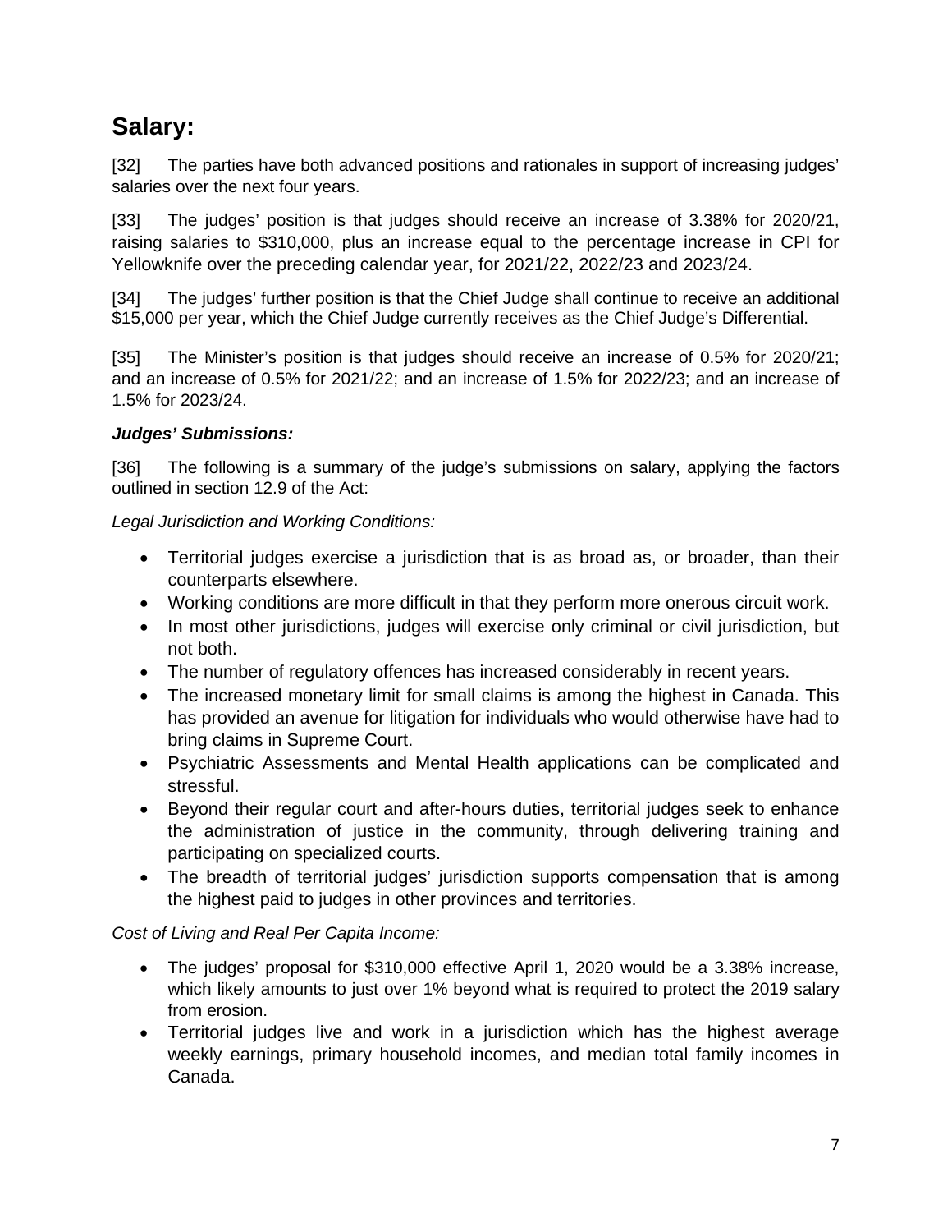## Salary:

[32] The parties have both advanced positions and rationales in support of increasing judges' salaries over the next four years.

[33] The judges' position is that judges should receive an increase of 3.38% for 2020/21, raising salaries to $310,000, plus an increase equal to the percentage increase in CPI for Yellowknife over the preceding calendar year, for 2021/22, 2022/23 and 2023/24.

[34] The judges' further position is that the Chief Judge shall continue to receive an additional $15,000 per year, which the Chief Judge currently receives as the Chief Judge's Differential.

[35] The Minister's position is that judges should receive an increase of 0.5% for 2020/21; and an increase of 0.5% for 2021/22; and an increase of 1.5% for 2022/23; and an increase of 1.5% for 2023/24.

***Judges' Submissions:***

[36] The following is a summary of the judge's submissions on salary, applying the factors outlined in section 12.9 of the Act:

*Legal Jurisdiction and Working Conditions:*

- Territorial judges exercise a jurisdiction that is as broad as, or broader, than their counterparts elsewhere.
- Working conditions are more difficult in that they perform more onerous circuit work.
- In most other jurisdictions, judges will exercise only criminal or civil jurisdiction, but not both.
- The number of regulatory offences has increased considerably in recent years.
- The increased monetary limit for small claims is among the highest in Canada. This has provided an avenue for litigation for individuals who would otherwise have had to bring claims in Supreme Court.
- Psychiatric Assessments and Mental Health applications can be complicated and stressful.
- Beyond their regular court and after-hours duties, territorial judges seek to enhance the administration of justice in the community, through delivering training and participating on specialized courts.
- The breadth of territorial judges' jurisdiction supports compensation that is among the highest paid to judges in other provinces and territories.

*Cost of Living and Real Per Capita Income:*

- The judges' proposal for $310,000 effective April 1, 2020 would be a 3.38% increase, which likely amounts to just over 1% beyond what is required to protect the 2019 salary from erosion.
- Territorial judges live and work in a jurisdiction which has the highest average weekly earnings, primary household incomes, and median total family incomes in Canada.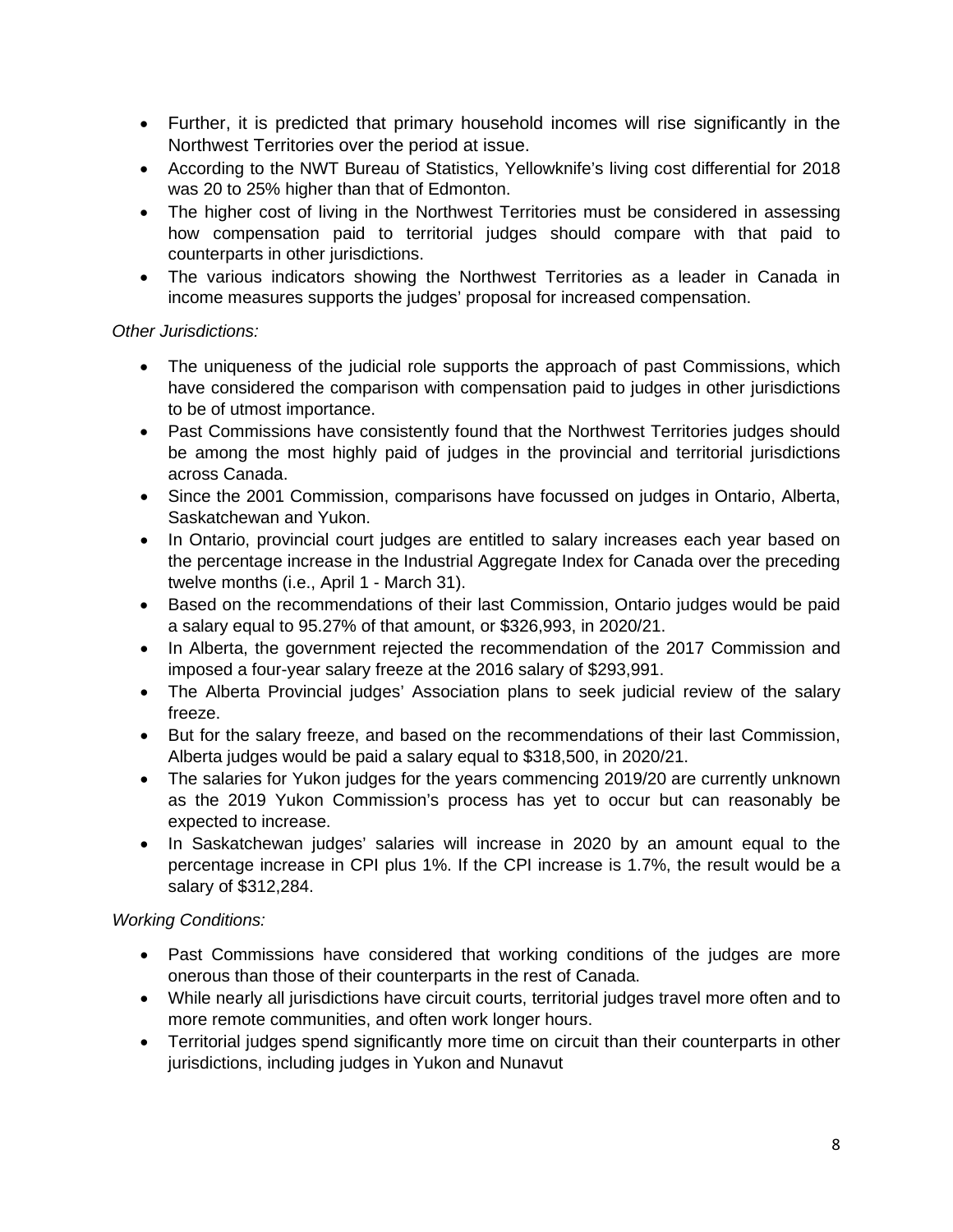- Further, it is predicted that primary household incomes will rise significantly in the Northwest Territories over the period at issue.
- According to the NWT Bureau of Statistics, Yellowknife's living cost differential for 2018 was 20 to 25% higher than that of Edmonton.
- The higher cost of living in the Northwest Territories must be considered in assessing how compensation paid to territorial judges should compare with that paid to counterparts in other jurisdictions.
- The various indicators showing the Northwest Territories as a leader in Canada in income measures supports the judges' proposal for increased compensation.

*Other Jurisdictions:*

- The uniqueness of the judicial role supports the approach of past Commissions, which have considered the comparison with compensation paid to judges in other jurisdictions to be of utmost importance.
- Past Commissions have consistently found that the Northwest Territories judges should be among the most highly paid of judges in the provincial and territorial jurisdictions across Canada.
- Since the 2001 Commission, comparisons have focussed on judges in Ontario, Alberta, Saskatchewan and Yukon.
- In Ontario, provincial court judges are entitled to salary increases each year based on the percentage increase in the Industrial Aggregate Index for Canada over the preceding twelve months (i.e., April 1 - March 31).
- Based on the recommendations of their last Commission, Ontario judges would be paid a salary equal to 95.27% of that amount, or $326,993, in 2020/21.
- In Alberta, the government rejected the recommendation of the 2017 Commission and imposed a four-year salary freeze at the 2016 salary of $293,991.
- The Alberta Provincial judges' Association plans to seek judicial review of the salary freeze.
- But for the salary freeze, and based on the recommendations of their last Commission, Alberta judges would be paid a salary equal to $318,500, in 2020/21.
- The salaries for Yukon judges for the years commencing 2019/20 are currently unknown as the 2019 Yukon Commission's process has yet to occur but can reasonably be expected to increase.
- In Saskatchewan judges' salaries will increase in 2020 by an amount equal to the percentage increase in CPI plus 1%. If the CPI increase is 1.7%, the result would be a salary of $312,284.

*Working Conditions:*

- Past Commissions have considered that working conditions of the judges are more onerous than those of their counterparts in the rest of Canada.
- While nearly all jurisdictions have circuit courts, territorial judges travel more often and to more remote communities, and often work longer hours.
- Territorial judges spend significantly more time on circuit than their counterparts in other jurisdictions, including judges in Yukon and Nunavut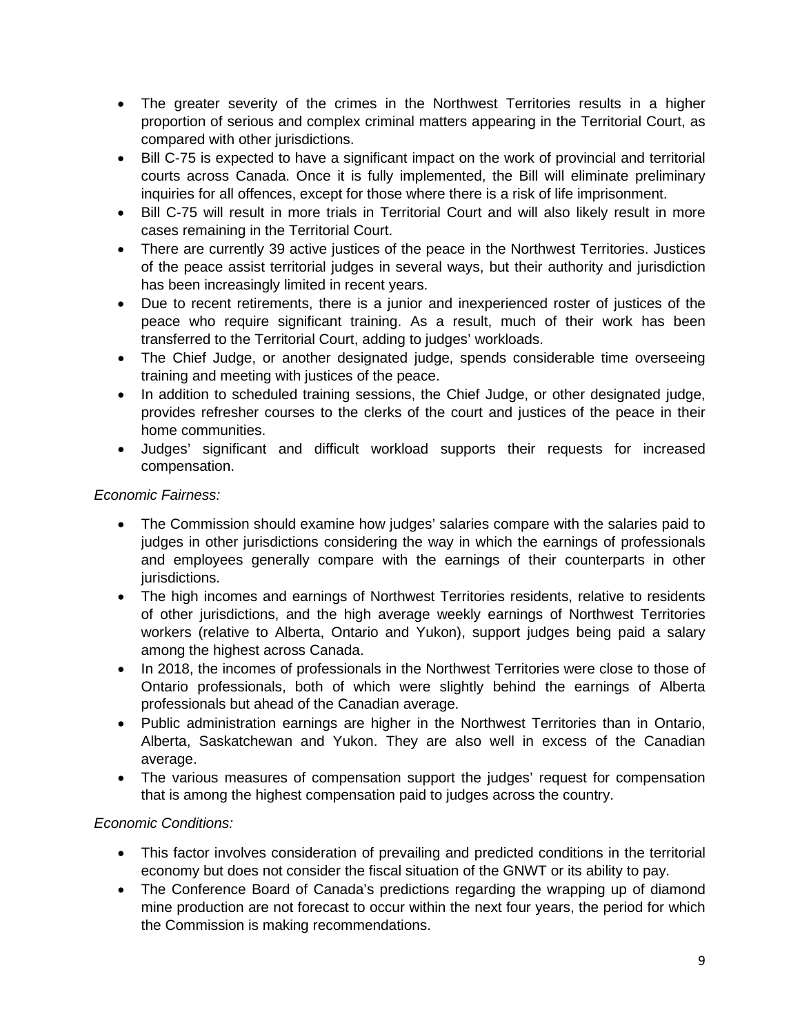- The greater severity of the crimes in the Northwest Territories results in a higher proportion of serious and complex criminal matters appearing in the Territorial Court, as compared with other jurisdictions.
- Bill C-75 is expected to have a significant impact on the work of provincial and territorial courts across Canada. Once it is fully implemented, the Bill will eliminate preliminary inquiries for all offences, except for those where there is a risk of life imprisonment.
- Bill C-75 will result in more trials in Territorial Court and will also likely result in more cases remaining in the Territorial Court.
- There are currently 39 active justices of the peace in the Northwest Territories. Justices of the peace assist territorial judges in several ways, but their authority and jurisdiction has been increasingly limited in recent years.
- Due to recent retirements, there is a junior and inexperienced roster of justices of the peace who require significant training. As a result, much of their work has been transferred to the Territorial Court, adding to judges' workloads.
- The Chief Judge, or another designated judge, spends considerable time overseeing training and meeting with justices of the peace.
- In addition to scheduled training sessions, the Chief Judge, or other designated judge, provides refresher courses to the clerks of the court and justices of the peace in their home communities.
- Judges' significant and difficult workload supports their requests for increased compensation.

*Economic Fairness:*

- The Commission should examine how judges' salaries compare with the salaries paid to judges in other jurisdictions considering the way in which the earnings of professionals and employees generally compare with the earnings of their counterparts in other jurisdictions.
- The high incomes and earnings of Northwest Territories residents, relative to residents of other jurisdictions, and the high average weekly earnings of Northwest Territories workers (relative to Alberta, Ontario and Yukon), support judges being paid a salary among the highest across Canada.
- In 2018, the incomes of professionals in the Northwest Territories were close to those of Ontario professionals, both of which were slightly behind the earnings of Alberta professionals but ahead of the Canadian average.
- Public administration earnings are higher in the Northwest Territories than in Ontario, Alberta, Saskatchewan and Yukon. They are also well in excess of the Canadian average.
- The various measures of compensation support the judges' request for compensation that is among the highest compensation paid to judges across the country.

*Economic Conditions:*

- This factor involves consideration of prevailing and predicted conditions in the territorial economy but does not consider the fiscal situation of the GNWT or its ability to pay.
- The Conference Board of Canada's predictions regarding the wrapping up of diamond mine production are not forecast to occur within the next four years, the period for which the Commission is making recommendations.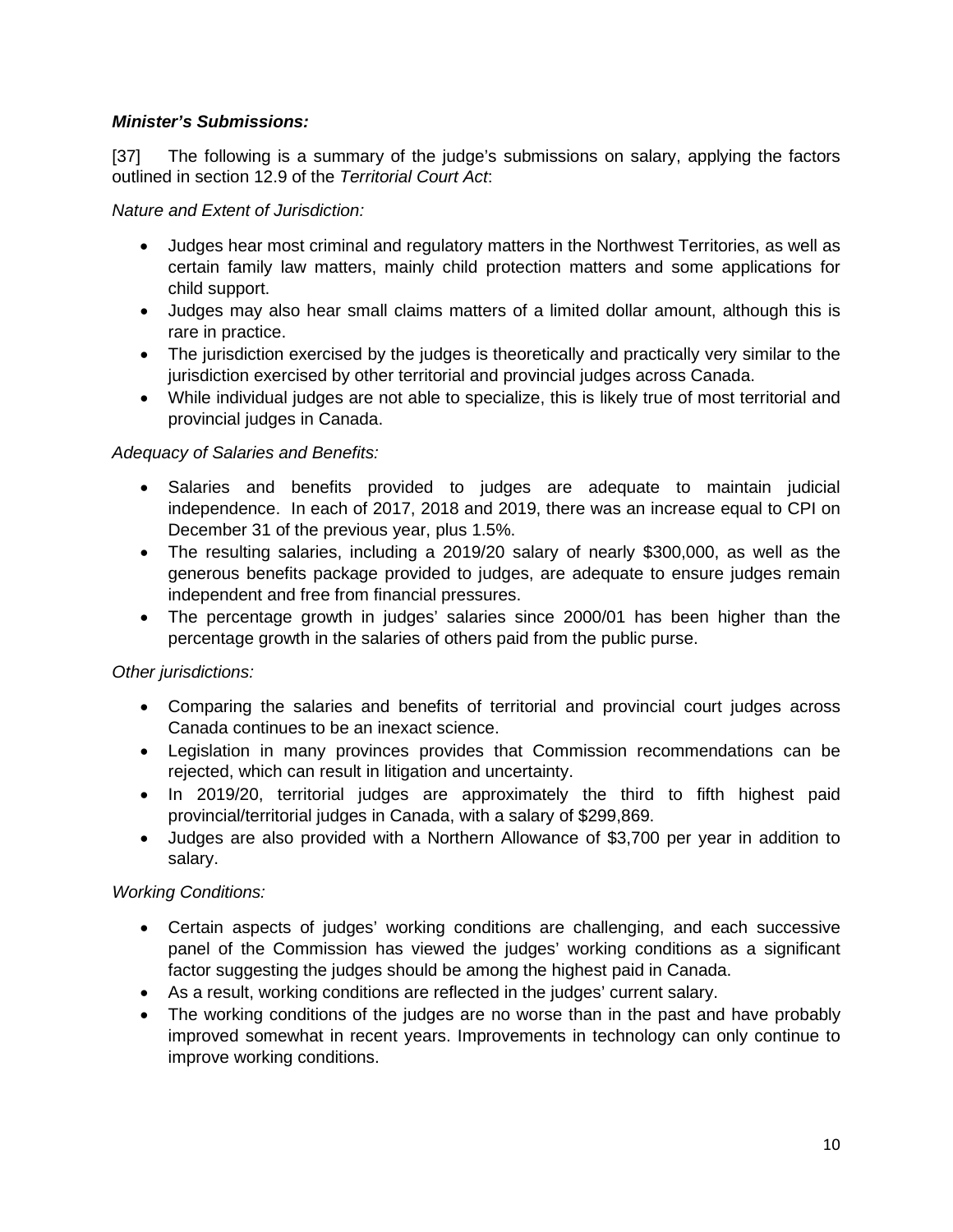***Minister's Submissions:***

[37] The following is a summary of the judge's submissions on salary, applying the factors outlined in section 12.9 of the *Territorial Court Act*:

*Nature and Extent of Jurisdiction:*

- Judges hear most criminal and regulatory matters in the Northwest Territories, as well as certain family law matters, mainly child protection matters and some applications for child support.
- Judges may also hear small claims matters of a limited dollar amount, although this is rare in practice.
- The jurisdiction exercised by the judges is theoretically and practically very similar to the jurisdiction exercised by other territorial and provincial judges across Canada.
- While individual judges are not able to specialize, this is likely true of most territorial and provincial judges in Canada.

*Adequacy of Salaries and Benefits:*

- Salaries and benefits provided to judges are adequate to maintain judicial independence. In each of 2017, 2018 and 2019, there was an increase equal to CPI on December 31 of the previous year, plus 1.5%.
- The resulting salaries, including a 2019/20 salary of nearly $300,000, as well as the generous benefits package provided to judges, are adequate to ensure judges remain independent and free from financial pressures.
- The percentage growth in judges' salaries since 2000/01 has been higher than the percentage growth in the salaries of others paid from the public purse.

*Other jurisdictions:*

- Comparing the salaries and benefits of territorial and provincial court judges across Canada continues to be an inexact science.
- Legislation in many provinces provides that Commission recommendations can be rejected, which can result in litigation and uncertainty.
- In 2019/20, territorial judges are approximately the third to fifth highest paid provincial/territorial judges in Canada, with a salary of $299,869.
- Judges are also provided with a Northern Allowance of $3,700 per year in addition to salary.

*Working Conditions:*

- Certain aspects of judges' working conditions are challenging, and each successive panel of the Commission has viewed the judges' working conditions as a significant factor suggesting the judges should be among the highest paid in Canada.
- As a result, working conditions are reflected in the judges' current salary.
- The working conditions of the judges are no worse than in the past and have probably improved somewhat in recent years. Improvements in technology can only continue to improve working conditions.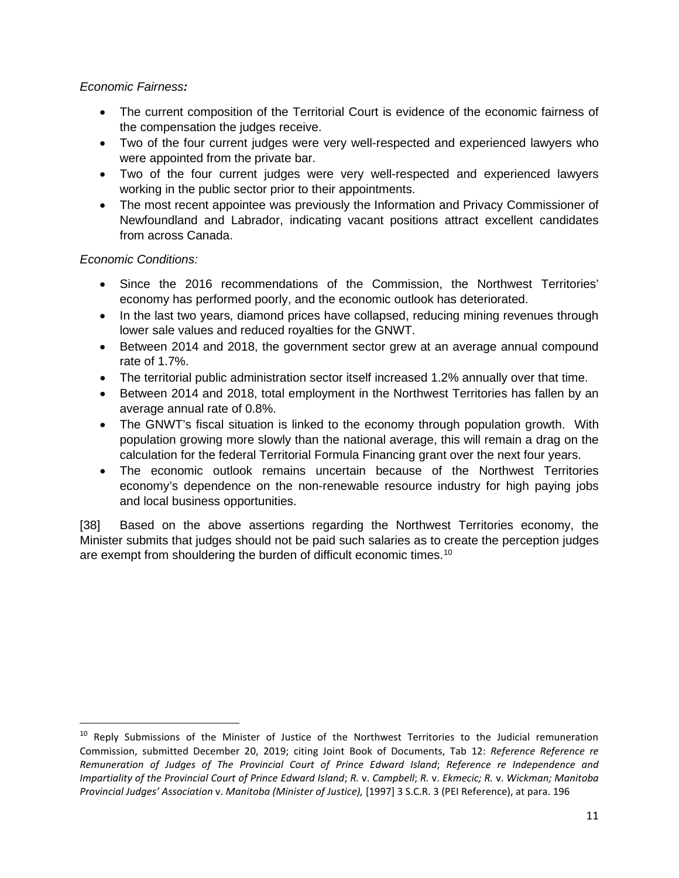*Economic Fairness:*

- The current composition of the Territorial Court is evidence of the economic fairness of the compensation the judges receive.
- Two of the four current judges were very well-respected and experienced lawyers who were appointed from the private bar.
- Two of the four current judges were very well-respected and experienced lawyers working in the public sector prior to their appointments.
- The most recent appointee was previously the Information and Privacy Commissioner of Newfoundland and Labrador, indicating vacant positions attract excellent candidates from across Canada.

*Economic Conditions:*

- Since the 2016 recommendations of the Commission, the Northwest Territories' economy has performed poorly, and the economic outlook has deteriorated.
- In the last two years, diamond prices have collapsed, reducing mining revenues through lower sale values and reduced royalties for the GNWT.
- Between 2014 and 2018, the government sector grew at an average annual compound rate of 1.7%.
- The territorial public administration sector itself increased 1.2% annually over that time.
- Between 2014 and 2018, total employment in the Northwest Territories has fallen by an average annual rate of 0.8%.
- The GNWT's fiscal situation is linked to the economy through population growth. With population growing more slowly than the national average, this will remain a drag on the calculation for the federal Territorial Formula Financing grant over the next four years.
- The economic outlook remains uncertain because of the Northwest Territories economy's dependence on the non-renewable resource industry for high paying jobs and local business opportunities.

[38] Based on the above assertions regarding the Northwest Territories economy, the Minister submits that judges should not be paid such salaries as to create the perception judges are exempt from shouldering the burden of difficult economic times.[10]

---

[10] Reply Submissions of the Minister of Justice of the Northwest Territories to the Judicial remuneration Commission, submitted December 20, 2019; citing Joint Book of Documents, Tab 12: *Reference Reference re Remuneration of Judges of The Provincial Court of Prince Edward Island*; *Reference re Independence and Impartiality of the Provincial Court of Prince Edward Island*; *R.* v. *Campbell*; *R.* v. *Ekmecic; R.* v. *Wickman; Manitoba Provincial Judges' Association* v. *Manitoba (Minister of Justice),* [1997] 3 S.C.R. 3 (PEI Reference), at para. 196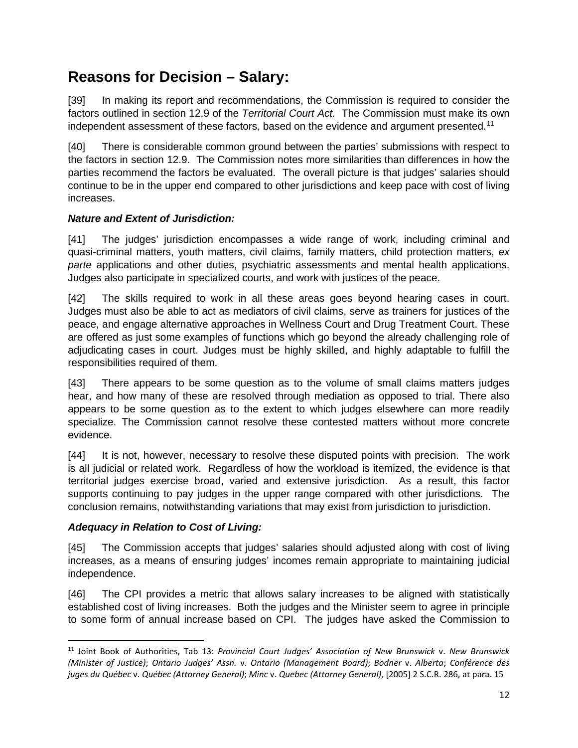## Reasons for Decision – Salary:

[39] In making its report and recommendations, the Commission is required to consider the factors outlined in section 12.9 of the *Territorial Court Act.* The Commission must make its own independent assessment of these factors, based on the evidence and argument presented.[11]

[40] There is considerable common ground between the parties' submissions with respect to the factors in section 12.9. The Commission notes more similarities than differences in how the parties recommend the factors be evaluated. The overall picture is that judges' salaries should continue to be in the upper end compared to other jurisdictions and keep pace with cost of living increases.

### *Nature and Extent of Jurisdiction:*

[41] The judges' jurisdiction encompasses a wide range of work, including criminal and quasi-criminal matters, youth matters, civil claims, family matters, child protection matters, *ex parte* applications and other duties, psychiatric assessments and mental health applications. Judges also participate in specialized courts, and work with justices of the peace.

[42] The skills required to work in all these areas goes beyond hearing cases in court. Judges must also be able to act as mediators of civil claims, serve as trainers for justices of the peace, and engage alternative approaches in Wellness Court and Drug Treatment Court. These are offered as just some examples of functions which go beyond the already challenging role of adjudicating cases in court. Judges must be highly skilled, and highly adaptable to fulfill the responsibilities required of them.

[43] There appears to be some question as to the volume of small claims matters judges hear, and how many of these are resolved through mediation as opposed to trial. There also appears to be some question as to the extent to which judges elsewhere can more readily specialize. The Commission cannot resolve these contested matters without more concrete evidence.

[44] It is not, however, necessary to resolve these disputed points with precision. The work is all judicial or related work. Regardless of how the workload is itemized, the evidence is that territorial judges exercise broad, varied and extensive jurisdiction. As a result, this factor supports continuing to pay judges in the upper range compared with other jurisdictions. The conclusion remains, notwithstanding variations that may exist from jurisdiction to jurisdiction.

### *Adequacy in Relation to Cost of Living:*

[45] The Commission accepts that judges' salaries should adjusted along with cost of living increases, as a means of ensuring judges' incomes remain appropriate to maintaining judicial independence.

[46] The CPI provides a metric that allows salary increases to be aligned with statistically established cost of living increases. Both the judges and the Minister seem to agree in principle to some form of annual increase based on CPI. The judges have asked the Commission to

---

[11] Joint Book of Authorities, Tab 13: *Provincial Court Judges' Association of New Brunswick* v. *New Brunswick (Minister of Justice)*; *Ontario Judges' Assn.* v. *Ontario (Management Board)*; *Bodner* v. *Alberta*; *Conférence des juges du Québec* v. *Québec (Attorney General)*; *Minc* v. *Quebec (Attorney General)*, [2005] 2 S.C.R. 286, at para. 15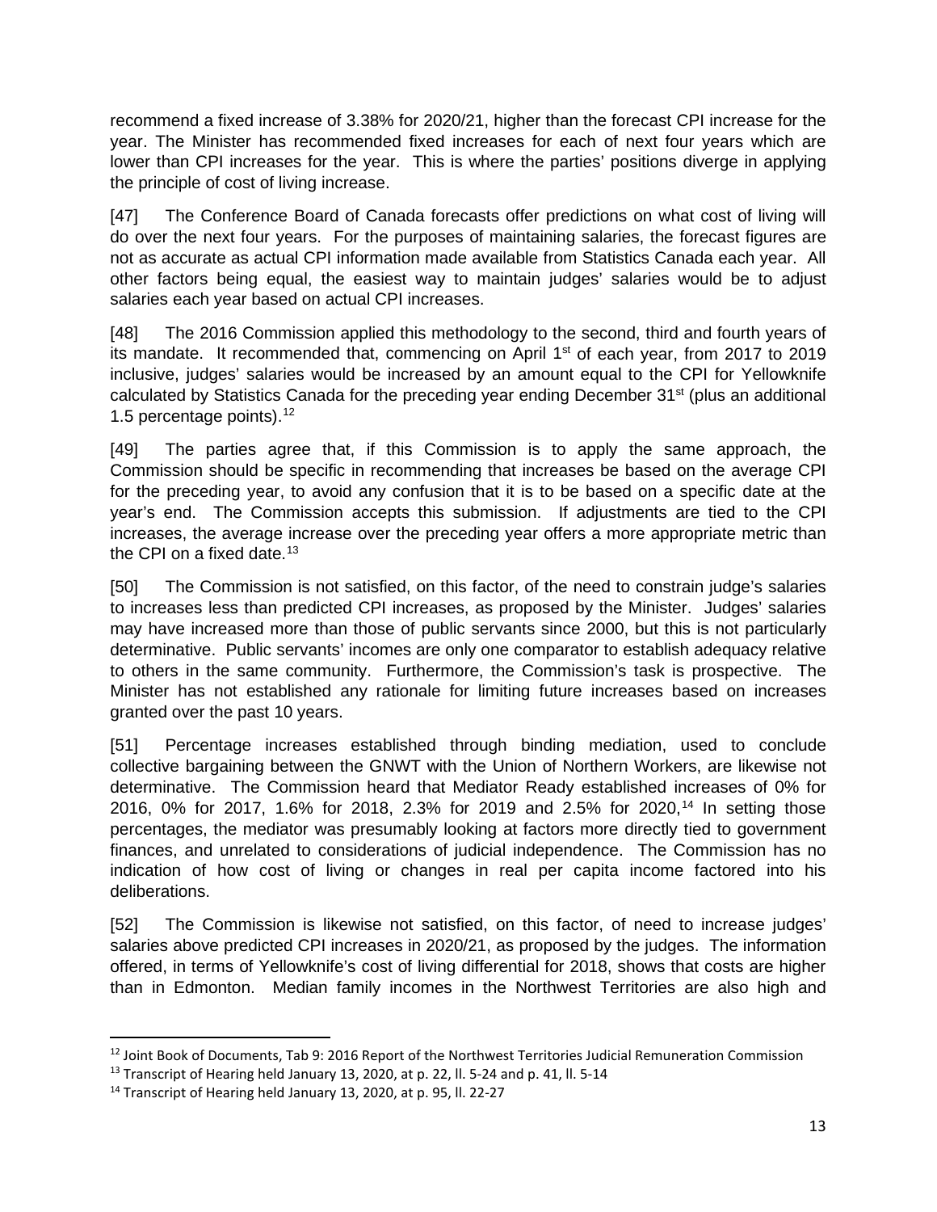recommend a fixed increase of 3.38% for 2020/21, higher than the forecast CPI increase for the year. The Minister has recommended fixed increases for each of next four years which are lower than CPI increases for the year. This is where the parties' positions diverge in applying the principle of cost of living increase.

[47] The Conference Board of Canada forecasts offer predictions on what cost of living will do over the next four years. For the purposes of maintaining salaries, the forecast figures are not as accurate as actual CPI information made available from Statistics Canada each year. All other factors being equal, the easiest way to maintain judges' salaries would be to adjust salaries each year based on actual CPI increases.

[48] The 2016 Commission applied this methodology to the second, third and fourth years of its mandate. It recommended that, commencing on April 1st of each year, from 2017 to 2019 inclusive, judges' salaries would be increased by an amount equal to the CPI for Yellowknife calculated by Statistics Canada for the preceding year ending December 31st (plus an additional 1.5 percentage points).[12]

[49] The parties agree that, if this Commission is to apply the same approach, the Commission should be specific in recommending that increases be based on the average CPI for the preceding year, to avoid any confusion that it is to be based on a specific date at the year's end. The Commission accepts this submission. If adjustments are tied to the CPI increases, the average increase over the preceding year offers a more appropriate metric than the CPI on a fixed date.[13]

[50] The Commission is not satisfied, on this factor, of the need to constrain judge's salaries to increases less than predicted CPI increases, as proposed by the Minister. Judges' salaries may have increased more than those of public servants since 2000, but this is not particularly determinative. Public servants' incomes are only one comparator to establish adequacy relative to others in the same community. Furthermore, the Commission's task is prospective. The Minister has not established any rationale for limiting future increases based on increases granted over the past 10 years.

[51] Percentage increases established through binding mediation, used to conclude collective bargaining between the GNWT with the Union of Northern Workers, are likewise not determinative. The Commission heard that Mediator Ready established increases of 0% for 2016, 0% for 2017, 1.6% for 2018, 2.3% for 2019 and 2.5% for 2020,[14] In setting those percentages, the mediator was presumably looking at factors more directly tied to government finances, and unrelated to considerations of judicial independence. The Commission has no indication of how cost of living or changes in real per capita income factored into his deliberations.

[52] The Commission is likewise not satisfied, on this factor, of need to increase judges' salaries above predicted CPI increases in 2020/21, as proposed by the judges. The information offered, in terms of Yellowknife's cost of living differential for 2018, shows that costs are higher than in Edmonton. Median family incomes in the Northwest Territories are also high and

---

[12] Joint Book of Documents, Tab 9: 2016 Report of the Northwest Territories Judicial Remuneration Commission

[13] Transcript of Hearing held January 13, 2020, at p. 22, ll. 5-24 and p. 41, ll. 5-14

[14] Transcript of Hearing held January 13, 2020, at p. 95, ll. 22-27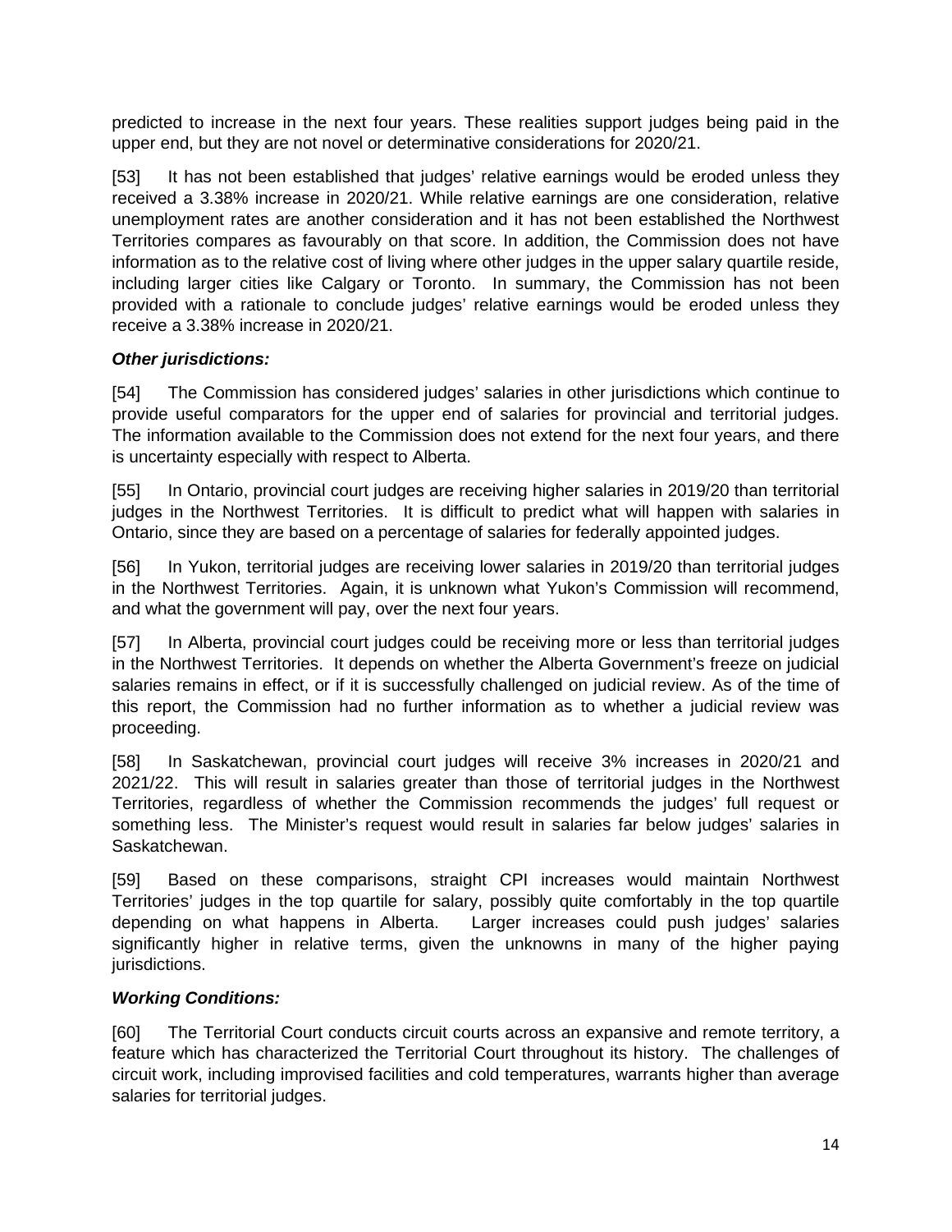predicted to increase in the next four years. These realities support judges being paid in the upper end, but they are not novel or determinative considerations for 2020/21.

[53] It has not been established that judges' relative earnings would be eroded unless they received a 3.38% increase in 2020/21. While relative earnings are one consideration, relative unemployment rates are another consideration and it has not been established the Northwest Territories compares as favourably on that score. In addition, the Commission does not have information as to the relative cost of living where other judges in the upper salary quartile reside, including larger cities like Calgary or Toronto. In summary, the Commission has not been provided with a rationale to conclude judges' relative earnings would be eroded unless they receive a 3.38% increase in 2020/21.

***Other jurisdictions:***

[54] The Commission has considered judges' salaries in other jurisdictions which continue to provide useful comparators for the upper end of salaries for provincial and territorial judges. The information available to the Commission does not extend for the next four years, and there is uncertainty especially with respect to Alberta.

[55] In Ontario, provincial court judges are receiving higher salaries in 2019/20 than territorial judges in the Northwest Territories. It is difficult to predict what will happen with salaries in Ontario, since they are based on a percentage of salaries for federally appointed judges.

[56] In Yukon, territorial judges are receiving lower salaries in 2019/20 than territorial judges in the Northwest Territories. Again, it is unknown what Yukon's Commission will recommend, and what the government will pay, over the next four years.

[57] In Alberta, provincial court judges could be receiving more or less than territorial judges in the Northwest Territories. It depends on whether the Alberta Government's freeze on judicial salaries remains in effect, or if it is successfully challenged on judicial review. As of the time of this report, the Commission had no further information as to whether a judicial review was proceeding.

[58] In Saskatchewan, provincial court judges will receive 3% increases in 2020/21 and 2021/22. This will result in salaries greater than those of territorial judges in the Northwest Territories, regardless of whether the Commission recommends the judges' full request or something less. The Minister's request would result in salaries far below judges' salaries in Saskatchewan.

[59] Based on these comparisons, straight CPI increases would maintain Northwest Territories' judges in the top quartile for salary, possibly quite comfortably in the top quartile depending on what happens in Alberta. Larger increases could push judges' salaries significantly higher in relative terms, given the unknowns in many of the higher paying jurisdictions.

***Working Conditions:***

[60] The Territorial Court conducts circuit courts across an expansive and remote territory, a feature which has characterized the Territorial Court throughout its history. The challenges of circuit work, including improvised facilities and cold temperatures, warrants higher than average salaries for territorial judges.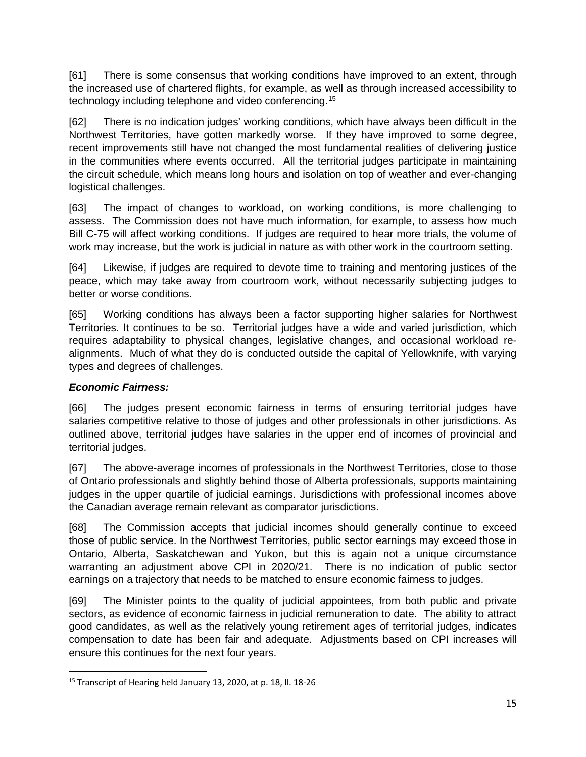[61] There is some consensus that working conditions have improved to an extent, through the increased use of chartered flights, for example, as well as through increased accessibility to technology including telephone and video conferencing.[15]

[62] There is no indication judges' working conditions, which have always been difficult in the Northwest Territories, have gotten markedly worse. If they have improved to some degree, recent improvements still have not changed the most fundamental realities of delivering justice in the communities where events occurred. All the territorial judges participate in maintaining the circuit schedule, which means long hours and isolation on top of weather and ever-changing logistical challenges.

[63] The impact of changes to workload, on working conditions, is more challenging to assess. The Commission does not have much information, for example, to assess how much Bill C-75 will affect working conditions. If judges are required to hear more trials, the volume of work may increase, but the work is judicial in nature as with other work in the courtroom setting.

[64] Likewise, if judges are required to devote time to training and mentoring justices of the peace, which may take away from courtroom work, without necessarily subjecting judges to better or worse conditions.

[65] Working conditions has always been a factor supporting higher salaries for Northwest Territories. It continues to be so. Territorial judges have a wide and varied jurisdiction, which requires adaptability to physical changes, legislative changes, and occasional workload re-alignments. Much of what they do is conducted outside the capital of Yellowknife, with varying types and degrees of challenges.

***Economic Fairness:***

[66] The judges present economic fairness in terms of ensuring territorial judges have salaries competitive relative to those of judges and other professionals in other jurisdictions. As outlined above, territorial judges have salaries in the upper end of incomes of provincial and territorial judges.

[67] The above-average incomes of professionals in the Northwest Territories, close to those of Ontario professionals and slightly behind those of Alberta professionals, supports maintaining judges in the upper quartile of judicial earnings. Jurisdictions with professional incomes above the Canadian average remain relevant as comparator jurisdictions.

[68] The Commission accepts that judicial incomes should generally continue to exceed those of public service. In the Northwest Territories, public sector earnings may exceed those in Ontario, Alberta, Saskatchewan and Yukon, but this is again not a unique circumstance warranting an adjustment above CPI in 2020/21. There is no indication of public sector earnings on a trajectory that needs to be matched to ensure economic fairness to judges.

[69] The Minister points to the quality of judicial appointees, from both public and private sectors, as evidence of economic fairness in judicial remuneration to date. The ability to attract good candidates, as well as the relatively young retirement ages of territorial judges, indicates compensation to date has been fair and adequate. Adjustments based on CPI increases will ensure this continues for the next four years.

---

[15] Transcript of Hearing held January 13, 2020, at p. 18, ll. 18-26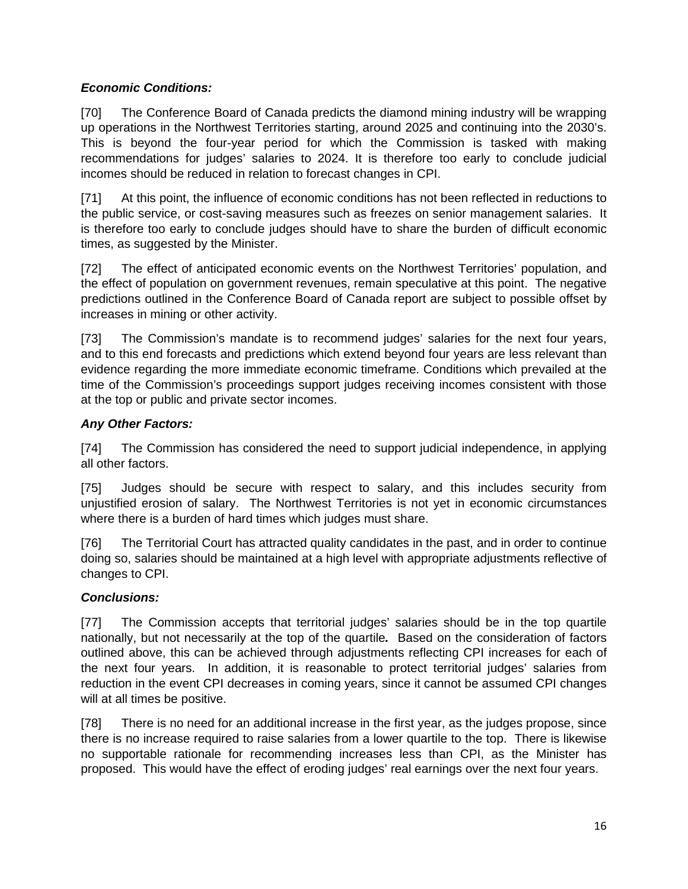***Economic Conditions:***

[70] The Conference Board of Canada predicts the diamond mining industry will be wrapping up operations in the Northwest Territories starting, around 2025 and continuing into the 2030's. This is beyond the four-year period for which the Commission is tasked with making recommendations for judges' salaries to 2024. It is therefore too early to conclude judicial incomes should be reduced in relation to forecast changes in CPI.

[71] At this point, the influence of economic conditions has not been reflected in reductions to the public service, or cost-saving measures such as freezes on senior management salaries. It is therefore too early to conclude judges should have to share the burden of difficult economic times, as suggested by the Minister.

[72] The effect of anticipated economic events on the Northwest Territories' population, and the effect of population on government revenues, remain speculative at this point. The negative predictions outlined in the Conference Board of Canada report are subject to possible offset by increases in mining or other activity.

[73] The Commission's mandate is to recommend judges' salaries for the next four years, and to this end forecasts and predictions which extend beyond four years are less relevant than evidence regarding the more immediate economic timeframe. Conditions which prevailed at the time of the Commission's proceedings support judges receiving incomes consistent with those at the top or public and private sector incomes.

***Any Other Factors:***

[74] The Commission has considered the need to support judicial independence, in applying all other factors.

[75] Judges should be secure with respect to salary, and this includes security from unjustified erosion of salary. The Northwest Territories is not yet in economic circumstances where there is a burden of hard times which judges must share.

[76] The Territorial Court has attracted quality candidates in the past, and in order to continue doing so, salaries should be maintained at a high level with appropriate adjustments reflective of changes to CPI.

***Conclusions:***

[77] The Commission accepts that territorial judges' salaries should be in the top quartile nationally, but not necessarily at the top of the quartile***.*** Based on the consideration of factors outlined above, this can be achieved through adjustments reflecting CPI increases for each of the next four years. In addition, it is reasonable to protect territorial judges' salaries from reduction in the event CPI decreases in coming years, since it cannot be assumed CPI changes will at all times be positive.

[78] There is no need for an additional increase in the first year, as the judges propose, since there is no increase required to raise salaries from a lower quartile to the top. There is likewise no supportable rationale for recommending increases less than CPI, as the Minister has proposed. This would have the effect of eroding judges' real earnings over the next four years.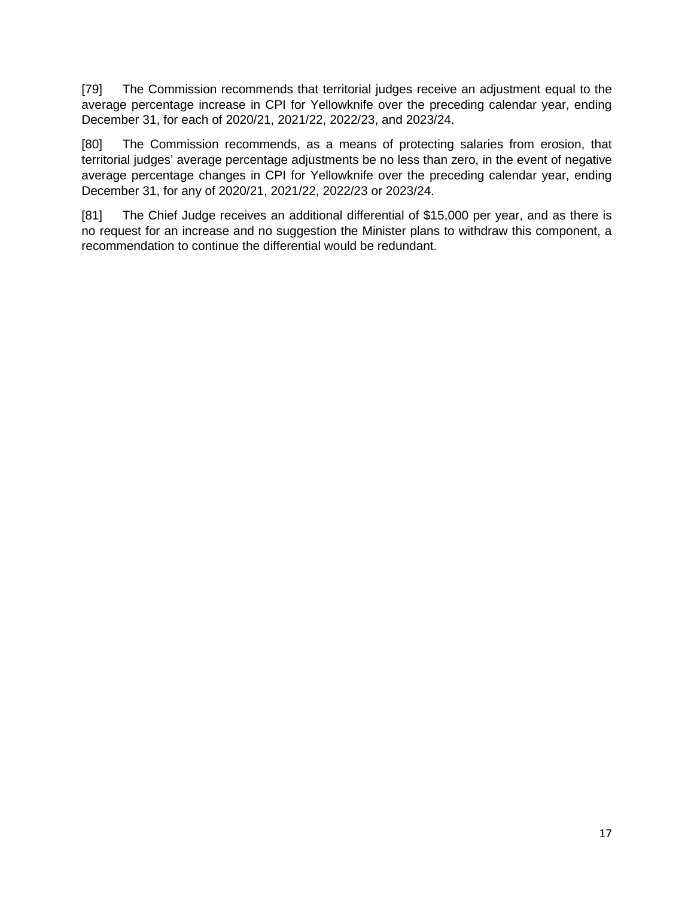[79] The Commission recommends that territorial judges receive an adjustment equal to the average percentage increase in CPI for Yellowknife over the preceding calendar year, ending December 31, for each of 2020/21, 2021/22, 2022/23, and 2023/24.

[80] The Commission recommends, as a means of protecting salaries from erosion, that territorial judges' average percentage adjustments be no less than zero, in the event of negative average percentage changes in CPI for Yellowknife over the preceding calendar year, ending December 31, for any of 2020/21, 2021/22, 2022/23 or 2023/24.

[81] The Chief Judge receives an additional differential of $15,000 per year, and as there is no request for an increase and no suggestion the Minister plans to withdraw this component, a recommendation to continue the differential would be redundant.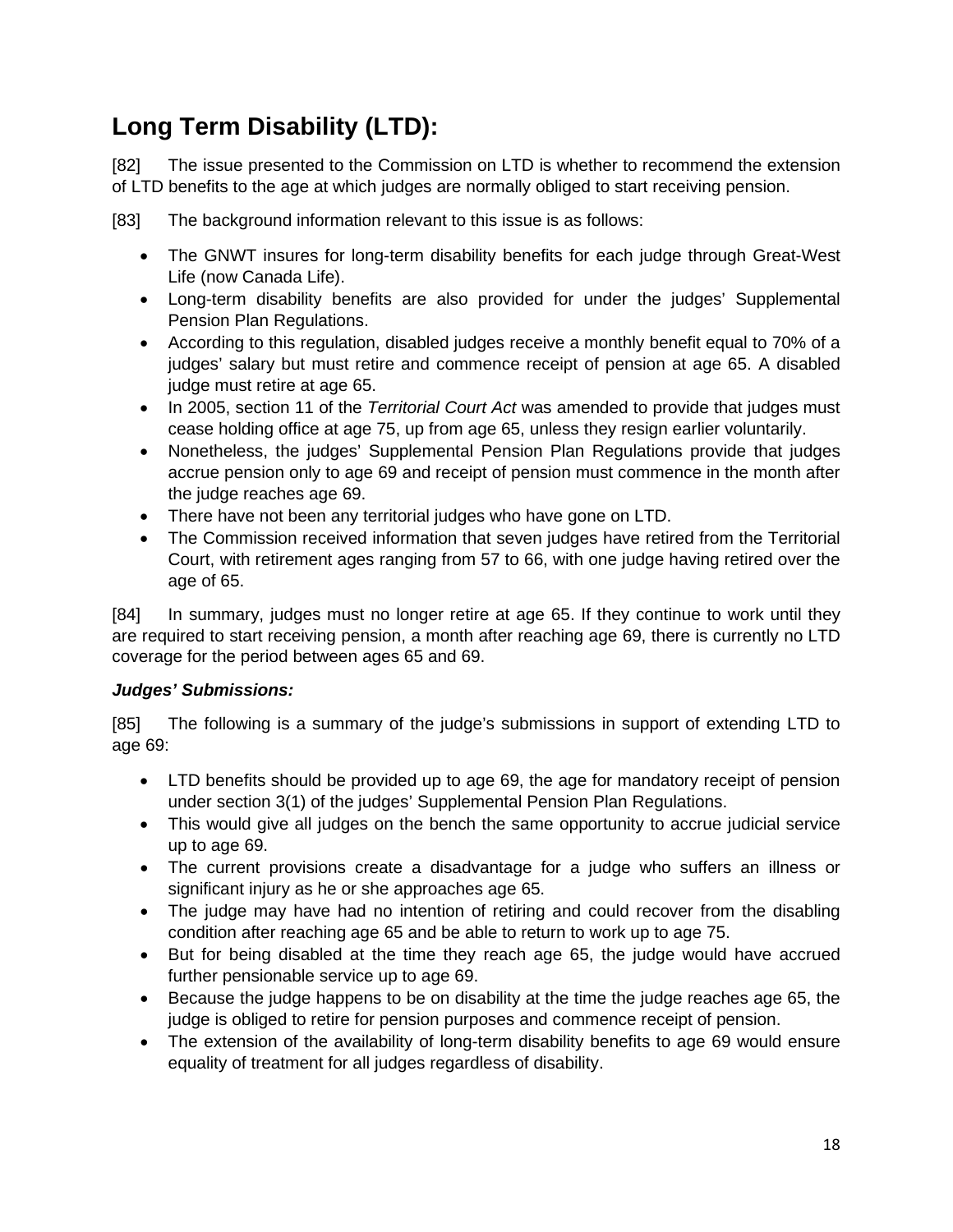## Long Term Disability (LTD):

[82] The issue presented to the Commission on LTD is whether to recommend the extension of LTD benefits to the age at which judges are normally obliged to start receiving pension.

[83] The background information relevant to this issue is as follows:

- The GNWT insures for long-term disability benefits for each judge through Great-West Life (now Canada Life).
- Long-term disability benefits are also provided for under the judges' Supplemental Pension Plan Regulations.
- According to this regulation, disabled judges receive a monthly benefit equal to 70% of a judges' salary but must retire and commence receipt of pension at age 65. A disabled judge must retire at age 65.
- In 2005, section 11 of the *Territorial Court Act* was amended to provide that judges must cease holding office at age 75, up from age 65, unless they resign earlier voluntarily.
- Nonetheless, the judges' Supplemental Pension Plan Regulations provide that judges accrue pension only to age 69 and receipt of pension must commence in the month after the judge reaches age 69.
- There have not been any territorial judges who have gone on LTD.
- The Commission received information that seven judges have retired from the Territorial Court, with retirement ages ranging from 57 to 66, with one judge having retired over the age of 65.

[84] In summary, judges must no longer retire at age 65. If they continue to work until they are required to start receiving pension, a month after reaching age 69, there is currently no LTD coverage for the period between ages 65 and 69.

### *Judges' Submissions:*

[85] The following is a summary of the judge's submissions in support of extending LTD to age 69:

- LTD benefits should be provided up to age 69, the age for mandatory receipt of pension under section 3(1) of the judges' Supplemental Pension Plan Regulations.
- This would give all judges on the bench the same opportunity to accrue judicial service up to age 69.
- The current provisions create a disadvantage for a judge who suffers an illness or significant injury as he or she approaches age 65.
- The judge may have had no intention of retiring and could recover from the disabling condition after reaching age 65 and be able to return to work up to age 75.
- But for being disabled at the time they reach age 65, the judge would have accrued further pensionable service up to age 69.
- Because the judge happens to be on disability at the time the judge reaches age 65, the judge is obliged to retire for pension purposes and commence receipt of pension.
- The extension of the availability of long-term disability benefits to age 69 would ensure equality of treatment for all judges regardless of disability.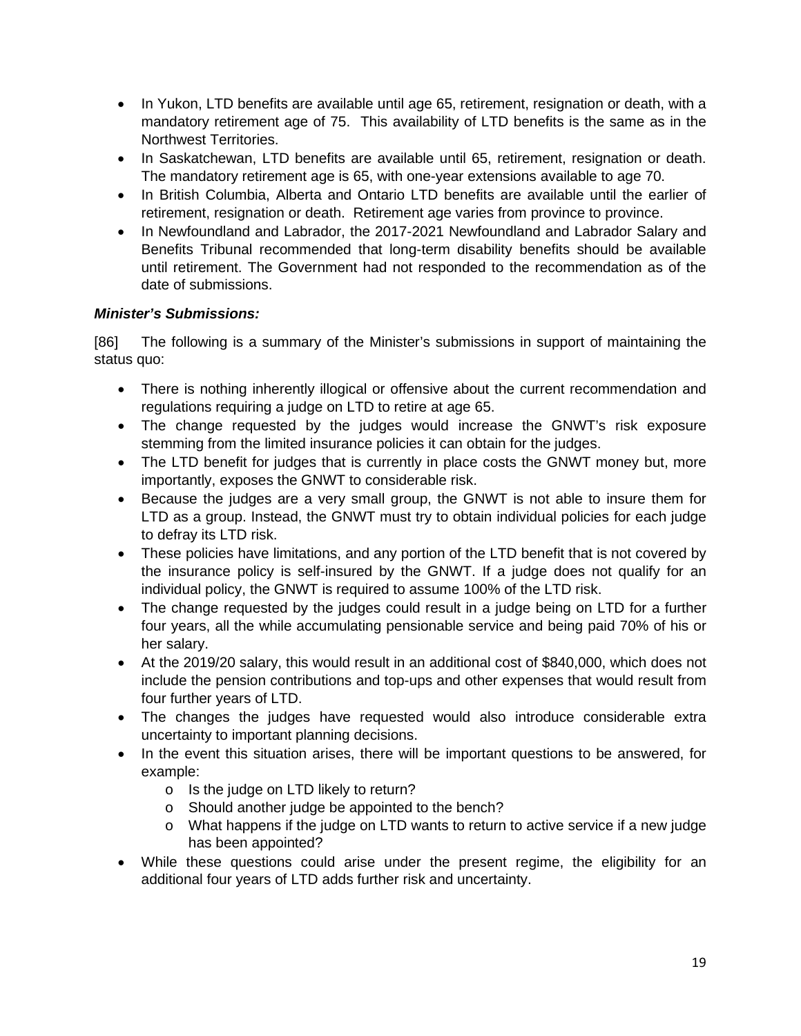- In Yukon, LTD benefits are available until age 65, retirement, resignation or death, with a mandatory retirement age of 75. This availability of LTD benefits is the same as in the Northwest Territories.
- In Saskatchewan, LTD benefits are available until 65, retirement, resignation or death. The mandatory retirement age is 65, with one-year extensions available to age 70.
- In British Columbia, Alberta and Ontario LTD benefits are available until the earlier of retirement, resignation or death. Retirement age varies from province to province.
- In Newfoundland and Labrador, the 2017-2021 Newfoundland and Labrador Salary and Benefits Tribunal recommended that long-term disability benefits should be available until retirement. The Government had not responded to the recommendation as of the date of submissions.

***Minister's Submissions:***

[86] The following is a summary of the Minister's submissions in support of maintaining the status quo:

- There is nothing inherently illogical or offensive about the current recommendation and regulations requiring a judge on LTD to retire at age 65.
- The change requested by the judges would increase the GNWT's risk exposure stemming from the limited insurance policies it can obtain for the judges.
- The LTD benefit for judges that is currently in place costs the GNWT money but, more importantly, exposes the GNWT to considerable risk.
- Because the judges are a very small group, the GNWT is not able to insure them for LTD as a group. Instead, the GNWT must try to obtain individual policies for each judge to defray its LTD risk.
- These policies have limitations, and any portion of the LTD benefit that is not covered by the insurance policy is self-insured by the GNWT. If a judge does not qualify for an individual policy, the GNWT is required to assume 100% of the LTD risk.
- The change requested by the judges could result in a judge being on LTD for a further four years, all the while accumulating pensionable service and being paid 70% of his or her salary.
- At the 2019/20 salary, this would result in an additional cost of $840,000, which does not include the pension contributions and top-ups and other expenses that would result from four further years of LTD.
- The changes the judges have requested would also introduce considerable extra uncertainty to important planning decisions.
- In the event this situation arises, there will be important questions to be answered, for example:
  - Is the judge on LTD likely to return?
  - Should another judge be appointed to the bench?
  - What happens if the judge on LTD wants to return to active service if a new judge has been appointed?
- While these questions could arise under the present regime, the eligibility for an additional four years of LTD adds further risk and uncertainty.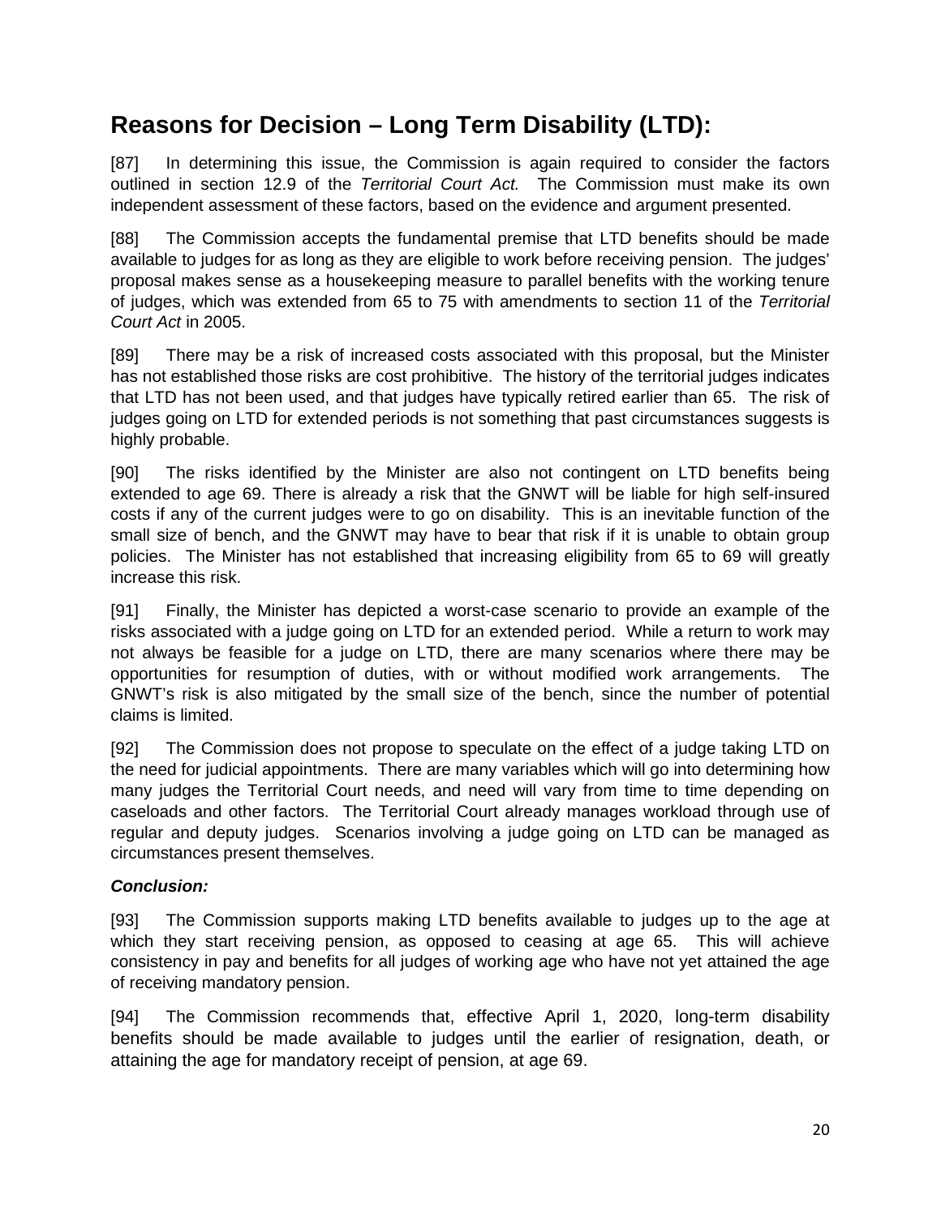## Reasons for Decision – Long Term Disability (LTD):

[87] In determining this issue, the Commission is again required to consider the factors outlined in section 12.9 of the *Territorial Court Act.* The Commission must make its own independent assessment of these factors, based on the evidence and argument presented.

[88] The Commission accepts the fundamental premise that LTD benefits should be made available to judges for as long as they are eligible to work before receiving pension. The judges' proposal makes sense as a housekeeping measure to parallel benefits with the working tenure of judges, which was extended from 65 to 75 with amendments to section 11 of the *Territorial Court Act* in 2005.

[89] There may be a risk of increased costs associated with this proposal, but the Minister has not established those risks are cost prohibitive. The history of the territorial judges indicates that LTD has not been used, and that judges have typically retired earlier than 65. The risk of judges going on LTD for extended periods is not something that past circumstances suggests is highly probable.

[90] The risks identified by the Minister are also not contingent on LTD benefits being extended to age 69. There is already a risk that the GNWT will be liable for high self-insured costs if any of the current judges were to go on disability. This is an inevitable function of the small size of bench, and the GNWT may have to bear that risk if it is unable to obtain group policies. The Minister has not established that increasing eligibility from 65 to 69 will greatly increase this risk.

[91] Finally, the Minister has depicted a worst-case scenario to provide an example of the risks associated with a judge going on LTD for an extended period. While a return to work may not always be feasible for a judge on LTD, there are many scenarios where there may be opportunities for resumption of duties, with or without modified work arrangements. The GNWT's risk is also mitigated by the small size of the bench, since the number of potential claims is limited.

[92] The Commission does not propose to speculate on the effect of a judge taking LTD on the need for judicial appointments. There are many variables which will go into determining how many judges the Territorial Court needs, and need will vary from time to time depending on caseloads and other factors. The Territorial Court already manages workload through use of regular and deputy judges. Scenarios involving a judge going on LTD can be managed as circumstances present themselves.

***Conclusion:***

[93] The Commission supports making LTD benefits available to judges up to the age at which they start receiving pension, as opposed to ceasing at age 65. This will achieve consistency in pay and benefits for all judges of working age who have not yet attained the age of receiving mandatory pension.

[94] The Commission recommends that, effective April 1, 2020, long-term disability benefits should be made available to judges until the earlier of resignation, death, or attaining the age for mandatory receipt of pension, at age 69.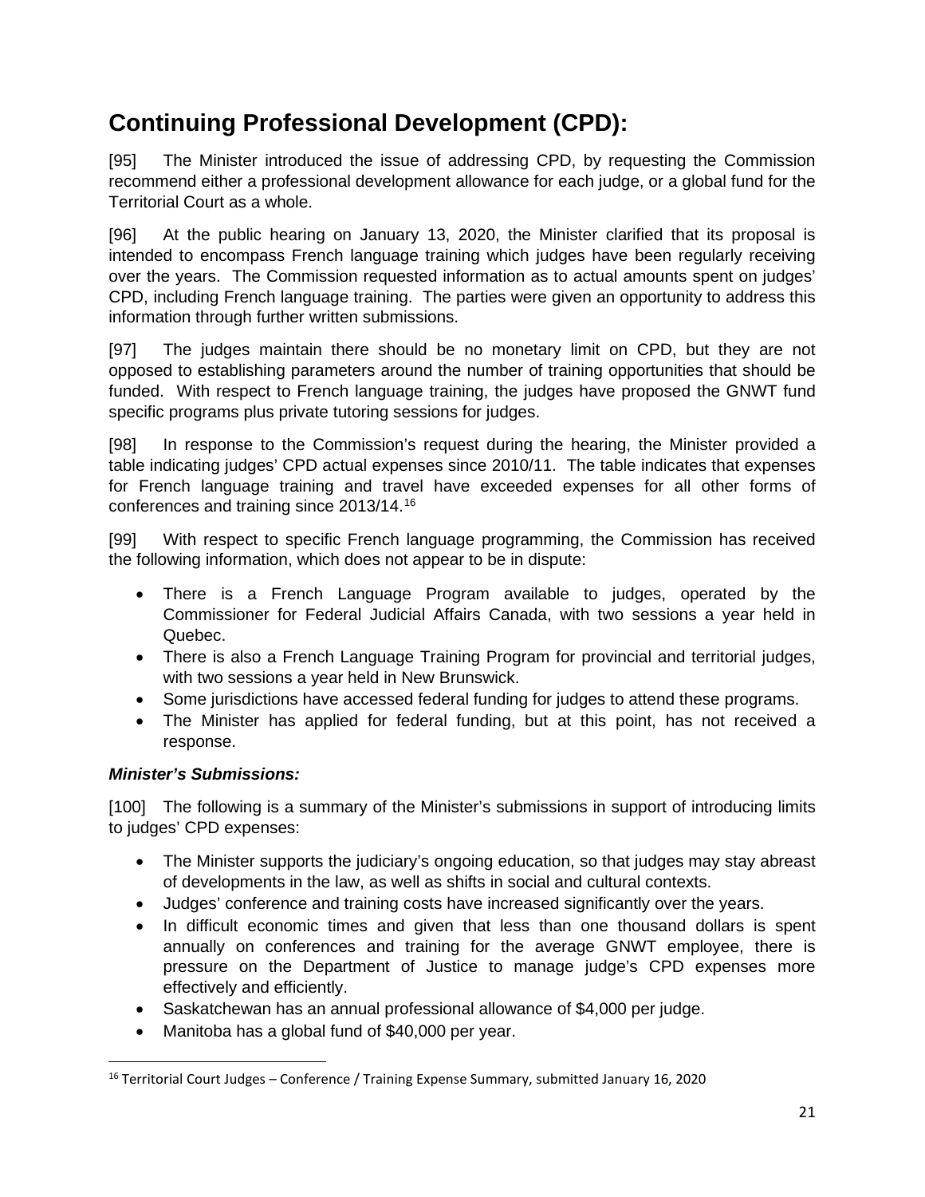## Continuing Professional Development (CPD):

[95] The Minister introduced the issue of addressing CPD, by requesting the Commission recommend either a professional development allowance for each judge, or a global fund for the Territorial Court as a whole.

[96] At the public hearing on January 13, 2020, the Minister clarified that its proposal is intended to encompass French language training which judges have been regularly receiving over the years. The Commission requested information as to actual amounts spent on judges' CPD, including French language training. The parties were given an opportunity to address this information through further written submissions.

[97] The judges maintain there should be no monetary limit on CPD, but they are not opposed to establishing parameters around the number of training opportunities that should be funded. With respect to French language training, the judges have proposed the GNWT fund specific programs plus private tutoring sessions for judges.

[98] In response to the Commission's request during the hearing, the Minister provided a table indicating judges' CPD actual expenses since 2010/11. The table indicates that expenses for French language training and travel have exceeded expenses for all other forms of conferences and training since 2013/14.[16]

[99] With respect to specific French language programming, the Commission has received the following information, which does not appear to be in dispute:

- There is a French Language Program available to judges, operated by the Commissioner for Federal Judicial Affairs Canada, with two sessions a year held in Quebec.
- There is also a French Language Training Program for provincial and territorial judges, with two sessions a year held in New Brunswick.
- Some jurisdictions have accessed federal funding for judges to attend these programs.
- The Minister has applied for federal funding, but at this point, has not received a response.

### *Minister's Submissions:*

[100] The following is a summary of the Minister's submissions in support of introducing limits to judges' CPD expenses:

- The Minister supports the judiciary's ongoing education, so that judges may stay abreast of developments in the law, as well as shifts in social and cultural contexts.
- Judges' conference and training costs have increased significantly over the years.
- In difficult economic times and given that less than one thousand dollars is spent annually on conferences and training for the average GNWT employee, there is pressure on the Department of Justice to manage judge's CPD expenses more effectively and efficiently.
- Saskatchewan has an annual professional allowance of $4,000 per judge.
- Manitoba has a global fund of $40,000 per year.

[16] Territorial Court Judges – Conference / Training Expense Summary, submitted January 16, 2020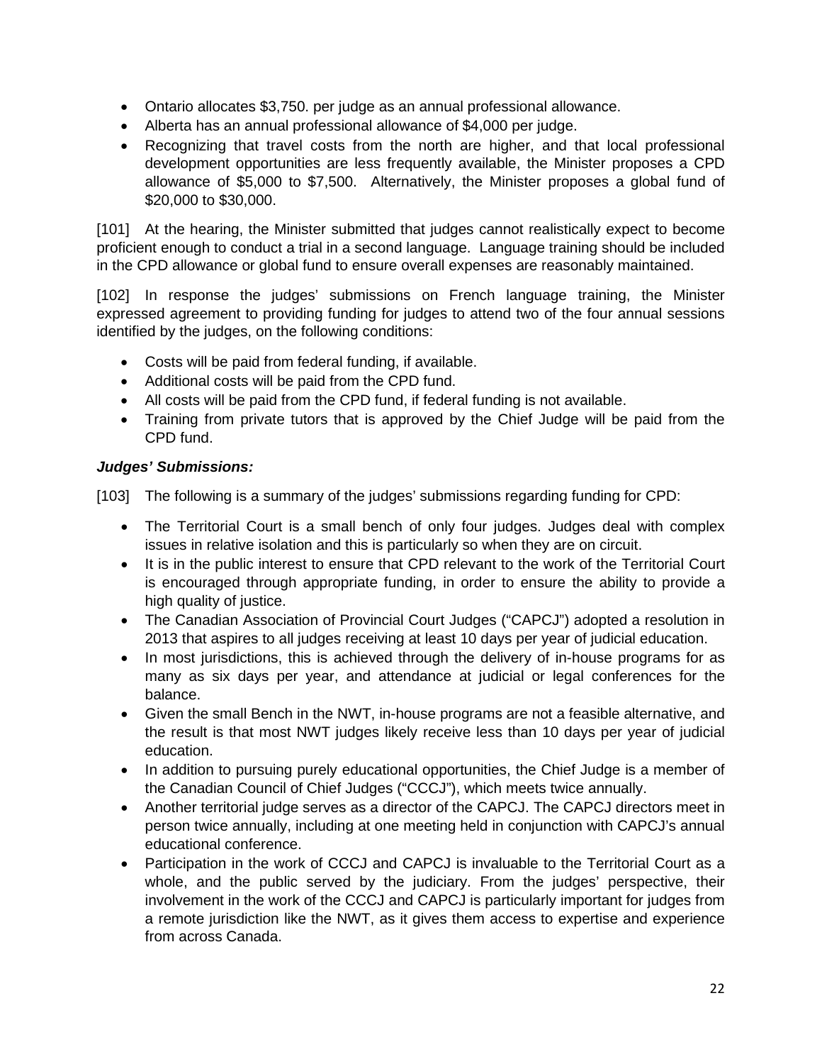- Ontario allocates $3,750. per judge as an annual professional allowance.
- Alberta has an annual professional allowance of $4,000 per judge.
- Recognizing that travel costs from the north are higher, and that local professional development opportunities are less frequently available, the Minister proposes a CPD allowance of $5,000 to $7,500. Alternatively, the Minister proposes a global fund of $20,000 to $30,000.

[101] At the hearing, the Minister submitted that judges cannot realistically expect to become proficient enough to conduct a trial in a second language. Language training should be included in the CPD allowance or global fund to ensure overall expenses are reasonably maintained.

[102] In response the judges' submissions on French language training, the Minister expressed agreement to providing funding for judges to attend two of the four annual sessions identified by the judges, on the following conditions:

- Costs will be paid from federal funding, if available.
- Additional costs will be paid from the CPD fund.
- All costs will be paid from the CPD fund, if federal funding is not available.
- Training from private tutors that is approved by the Chief Judge will be paid from the CPD fund.

***Judges' Submissions:***

[103] The following is a summary of the judges' submissions regarding funding for CPD:

- The Territorial Court is a small bench of only four judges. Judges deal with complex issues in relative isolation and this is particularly so when they are on circuit.
- It is in the public interest to ensure that CPD relevant to the work of the Territorial Court is encouraged through appropriate funding, in order to ensure the ability to provide a high quality of justice.
- The Canadian Association of Provincial Court Judges ("CAPCJ") adopted a resolution in 2013 that aspires to all judges receiving at least 10 days per year of judicial education.
- In most jurisdictions, this is achieved through the delivery of in-house programs for as many as six days per year, and attendance at judicial or legal conferences for the balance.
- Given the small Bench in the NWT, in-house programs are not a feasible alternative, and the result is that most NWT judges likely receive less than 10 days per year of judicial education.
- In addition to pursuing purely educational opportunities, the Chief Judge is a member of the Canadian Council of Chief Judges ("CCCJ"), which meets twice annually.
- Another territorial judge serves as a director of the CAPCJ. The CAPCJ directors meet in person twice annually, including at one meeting held in conjunction with CAPCJ's annual educational conference.
- Participation in the work of CCCJ and CAPCJ is invaluable to the Territorial Court as a whole, and the public served by the judiciary. From the judges' perspective, their involvement in the work of the CCCJ and CAPCJ is particularly important for judges from a remote jurisdiction like the NWT, as it gives them access to expertise and experience from across Canada.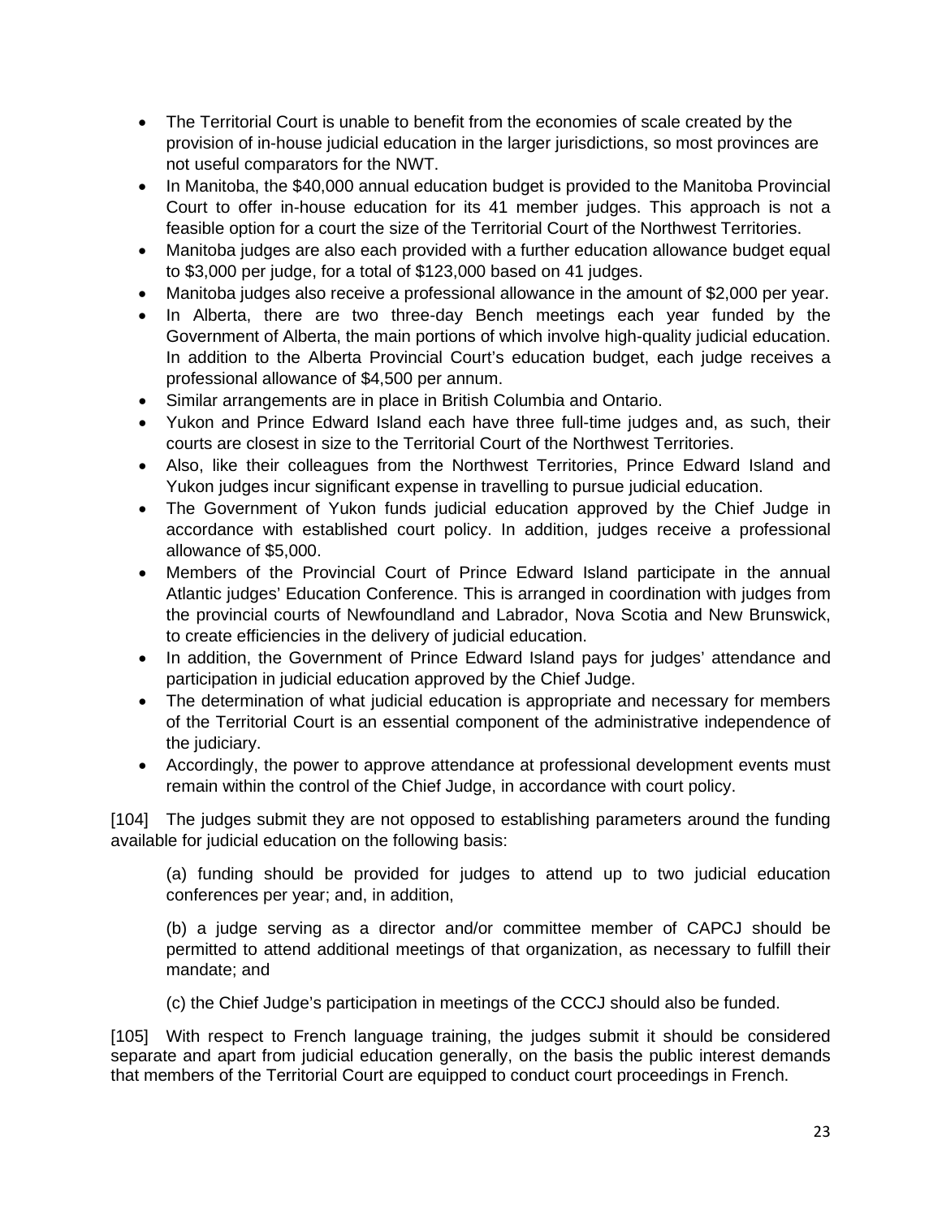- The Territorial Court is unable to benefit from the economies of scale created by the provision of in-house judicial education in the larger jurisdictions, so most provinces are not useful comparators for the NWT.
- In Manitoba, the $40,000 annual education budget is provided to the Manitoba Provincial Court to offer in-house education for its 41 member judges. This approach is not a feasible option for a court the size of the Territorial Court of the Northwest Territories.
- Manitoba judges are also each provided with a further education allowance budget equal to $3,000 per judge, for a total of $123,000 based on 41 judges.
- Manitoba judges also receive a professional allowance in the amount of $2,000 per year.
- In Alberta, there are two three-day Bench meetings each year funded by the Government of Alberta, the main portions of which involve high-quality judicial education. In addition to the Alberta Provincial Court's education budget, each judge receives a professional allowance of $4,500 per annum.
- Similar arrangements are in place in British Columbia and Ontario.
- Yukon and Prince Edward Island each have three full-time judges and, as such, their courts are closest in size to the Territorial Court of the Northwest Territories.
- Also, like their colleagues from the Northwest Territories, Prince Edward Island and Yukon judges incur significant expense in travelling to pursue judicial education.
- The Government of Yukon funds judicial education approved by the Chief Judge in accordance with established court policy. In addition, judges receive a professional allowance of $5,000.
- Members of the Provincial Court of Prince Edward Island participate in the annual Atlantic judges' Education Conference. This is arranged in coordination with judges from the provincial courts of Newfoundland and Labrador, Nova Scotia and New Brunswick, to create efficiencies in the delivery of judicial education.
- In addition, the Government of Prince Edward Island pays for judges' attendance and participation in judicial education approved by the Chief Judge.
- The determination of what judicial education is appropriate and necessary for members of the Territorial Court is an essential component of the administrative independence of the judiciary.
- Accordingly, the power to approve attendance at professional development events must remain within the control of the Chief Judge, in accordance with court policy.

[104] The judges submit they are not opposed to establishing parameters around the funding available for judicial education on the following basis:

> (a) funding should be provided for judges to attend up to two judicial education conferences per year; and, in addition,
>
> (b) a judge serving as a director and/or committee member of CAPCJ should be permitted to attend additional meetings of that organization, as necessary to fulfill their mandate; and
>
> (c) the Chief Judge's participation in meetings of the CCCJ should also be funded.

[105] With respect to French language training, the judges submit it should be considered separate and apart from judicial education generally, on the basis the public interest demands that members of the Territorial Court are equipped to conduct court proceedings in French.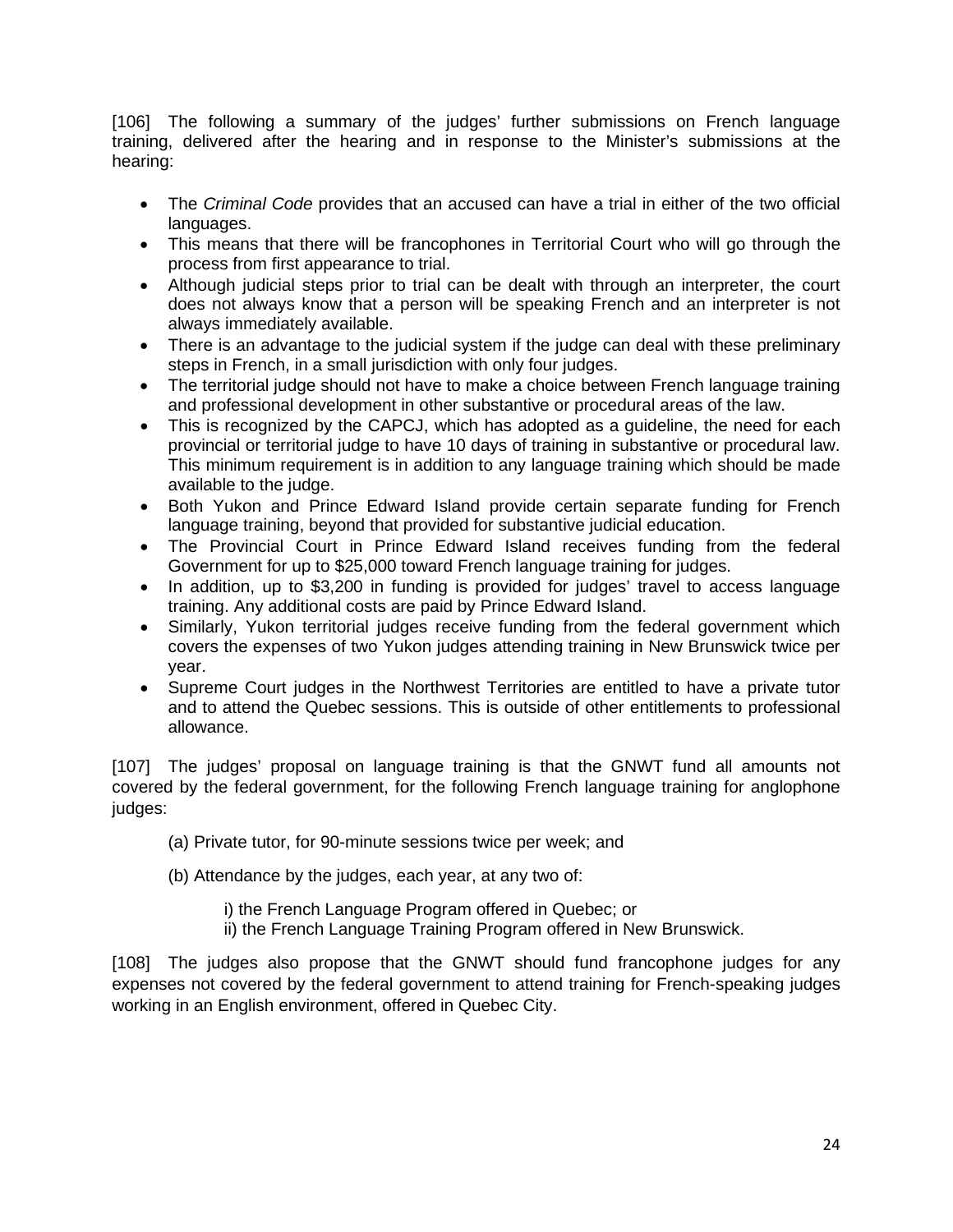[106] The following a summary of the judges' further submissions on French language training, delivered after the hearing and in response to the Minister's submissions at the hearing:

- The *Criminal Code* provides that an accused can have a trial in either of the two official languages.
- This means that there will be francophones in Territorial Court who will go through the process from first appearance to trial.
- Although judicial steps prior to trial can be dealt with through an interpreter, the court does not always know that a person will be speaking French and an interpreter is not always immediately available.
- There is an advantage to the judicial system if the judge can deal with these preliminary steps in French, in a small jurisdiction with only four judges.
- The territorial judge should not have to make a choice between French language training and professional development in other substantive or procedural areas of the law.
- This is recognized by the CAPCJ, which has adopted as a guideline, the need for each provincial or territorial judge to have 10 days of training in substantive or procedural law. This minimum requirement is in addition to any language training which should be made available to the judge.
- Both Yukon and Prince Edward Island provide certain separate funding for French language training, beyond that provided for substantive judicial education.
- The Provincial Court in Prince Edward Island receives funding from the federal Government for up to $25,000 toward French language training for judges.
- In addition, up to $3,200 in funding is provided for judges' travel to access language training. Any additional costs are paid by Prince Edward Island.
- Similarly, Yukon territorial judges receive funding from the federal government which covers the expenses of two Yukon judges attending training in New Brunswick twice per year.
- Supreme Court judges in the Northwest Territories are entitled to have a private tutor and to attend the Quebec sessions. This is outside of other entitlements to professional allowance.

[107] The judges' proposal on language training is that the GNWT fund all amounts not covered by the federal government, for the following French language training for anglophone judges:

(a) Private tutor, for 90-minute sessions twice per week; and

(b) Attendance by the judges, each year, at any two of:

i) the French Language Program offered in Quebec; or
ii) the French Language Training Program offered in New Brunswick.

[108] The judges also propose that the GNWT should fund francophone judges for any expenses not covered by the federal government to attend training for French-speaking judges working in an English environment, offered in Quebec City.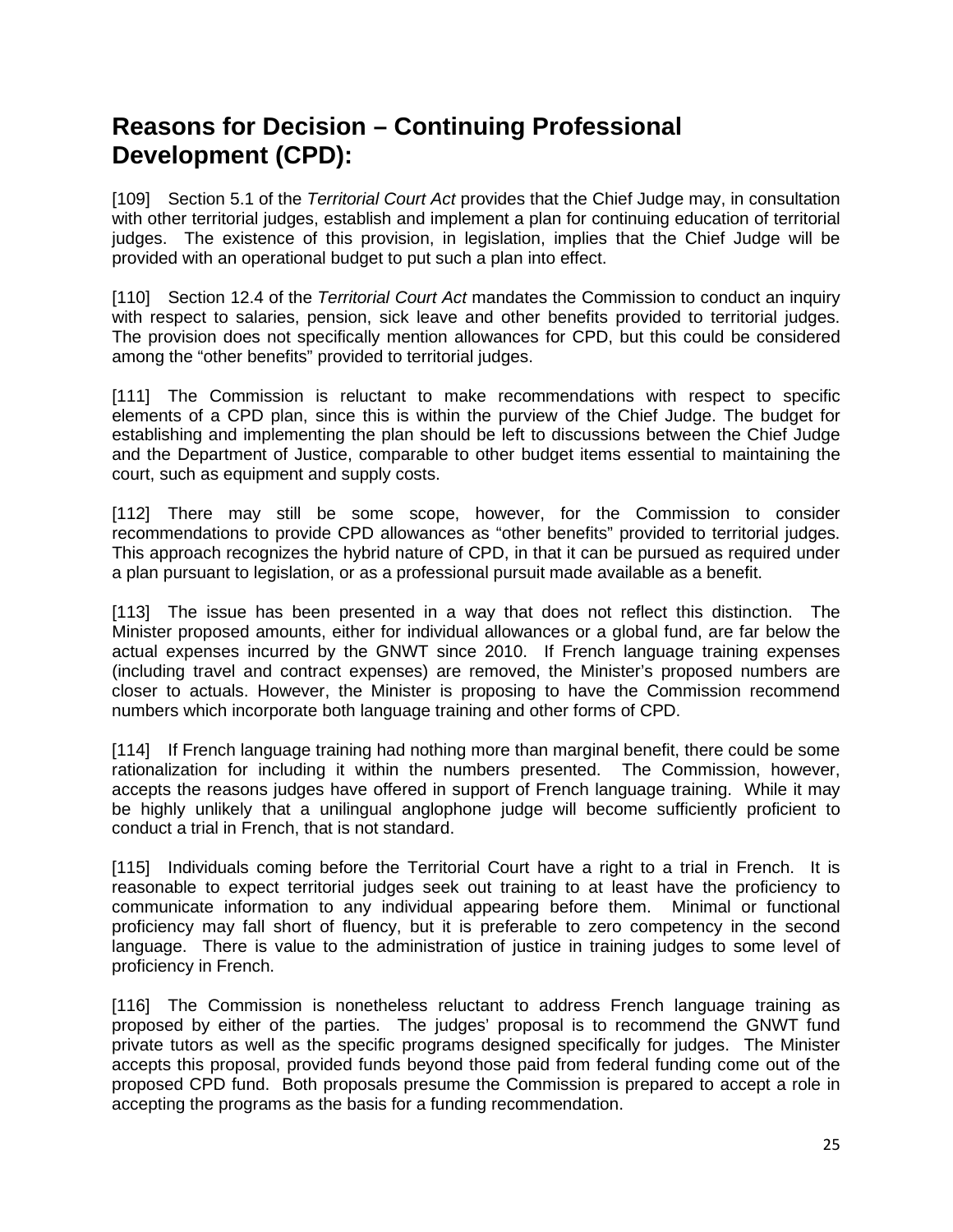## Reasons for Decision – Continuing Professional Development (CPD):

[109] Section 5.1 of the *Territorial Court Act* provides that the Chief Judge may, in consultation with other territorial judges, establish and implement a plan for continuing education of territorial judges. The existence of this provision, in legislation, implies that the Chief Judge will be provided with an operational budget to put such a plan into effect.

[110] Section 12.4 of the *Territorial Court Act* mandates the Commission to conduct an inquiry with respect to salaries, pension, sick leave and other benefits provided to territorial judges. The provision does not specifically mention allowances for CPD, but this could be considered among the “other benefits” provided to territorial judges.

[111] The Commission is reluctant to make recommendations with respect to specific elements of a CPD plan, since this is within the purview of the Chief Judge. The budget for establishing and implementing the plan should be left to discussions between the Chief Judge and the Department of Justice, comparable to other budget items essential to maintaining the court, such as equipment and supply costs.

[112] There may still be some scope, however, for the Commission to consider recommendations to provide CPD allowances as “other benefits” provided to territorial judges. This approach recognizes the hybrid nature of CPD, in that it can be pursued as required under a plan pursuant to legislation, or as a professional pursuit made available as a benefit.

[113] The issue has been presented in a way that does not reflect this distinction. The Minister proposed amounts, either for individual allowances or a global fund, are far below the actual expenses incurred by the GNWT since 2010. If French language training expenses (including travel and contract expenses) are removed, the Minister’s proposed numbers are closer to actuals. However, the Minister is proposing to have the Commission recommend numbers which incorporate both language training and other forms of CPD.

[114] If French language training had nothing more than marginal benefit, there could be some rationalization for including it within the numbers presented. The Commission, however, accepts the reasons judges have offered in support of French language training. While it may be highly unlikely that a unilingual anglophone judge will become sufficiently proficient to conduct a trial in French, that is not standard.

[115] Individuals coming before the Territorial Court have a right to a trial in French. It is reasonable to expect territorial judges seek out training to at least have the proficiency to communicate information to any individual appearing before them. Minimal or functional proficiency may fall short of fluency, but it is preferable to zero competency in the second language. There is value to the administration of justice in training judges to some level of proficiency in French.

[116] The Commission is nonetheless reluctant to address French language training as proposed by either of the parties. The judges’ proposal is to recommend the GNWT fund private tutors as well as the specific programs designed specifically for judges. The Minister accepts this proposal, provided funds beyond those paid from federal funding come out of the proposed CPD fund. Both proposals presume the Commission is prepared to accept a role in accepting the programs as the basis for a funding recommendation.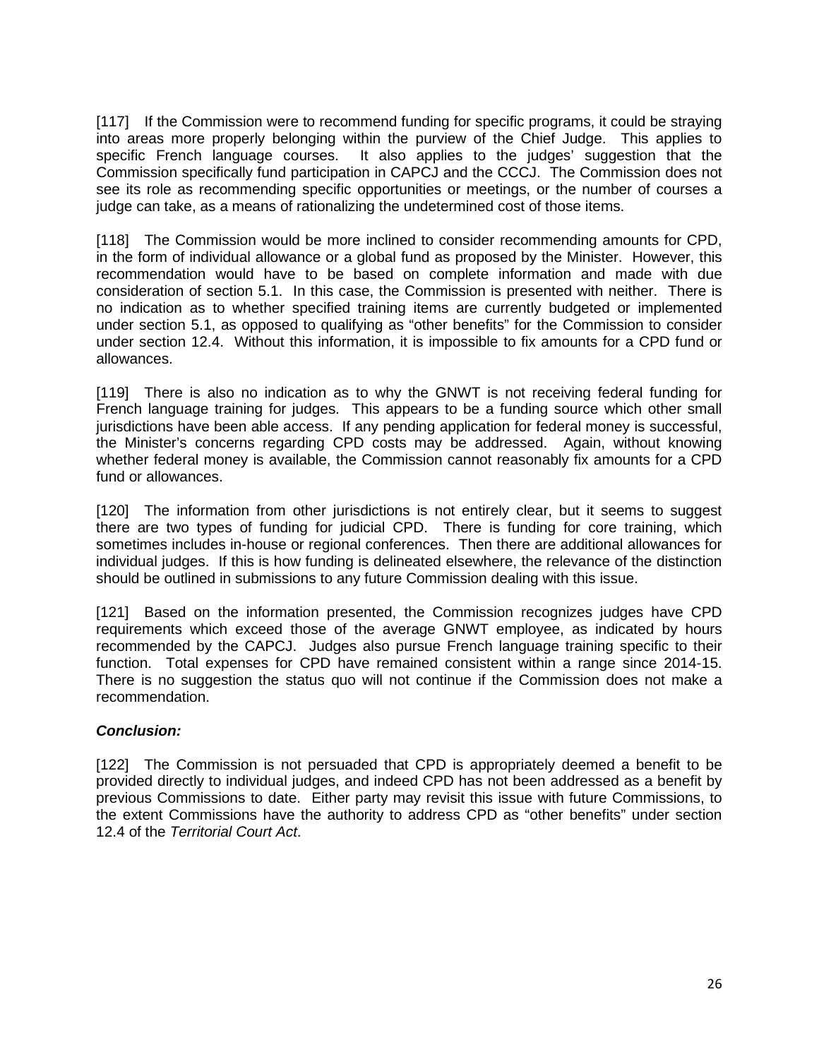[117] If the Commission were to recommend funding for specific programs, it could be straying into areas more properly belonging within the purview of the Chief Judge. This applies to specific French language courses. It also applies to the judges' suggestion that the Commission specifically fund participation in CAPCJ and the CCCJ. The Commission does not see its role as recommending specific opportunities or meetings, or the number of courses a judge can take, as a means of rationalizing the undetermined cost of those items.

[118] The Commission would be more inclined to consider recommending amounts for CPD, in the form of individual allowance or a global fund as proposed by the Minister. However, this recommendation would have to be based on complete information and made with due consideration of section 5.1. In this case, the Commission is presented with neither. There is no indication as to whether specified training items are currently budgeted or implemented under section 5.1, as opposed to qualifying as "other benefits" for the Commission to consider under section 12.4. Without this information, it is impossible to fix amounts for a CPD fund or allowances.

[119] There is also no indication as to why the GNWT is not receiving federal funding for French language training for judges. This appears to be a funding source which other small jurisdictions have been able access. If any pending application for federal money is successful, the Minister's concerns regarding CPD costs may be addressed. Again, without knowing whether federal money is available, the Commission cannot reasonably fix amounts for a CPD fund or allowances.

[120] The information from other jurisdictions is not entirely clear, but it seems to suggest there are two types of funding for judicial CPD. There is funding for core training, which sometimes includes in-house or regional conferences. Then there are additional allowances for individual judges. If this is how funding is delineated elsewhere, the relevance of the distinction should be outlined in submissions to any future Commission dealing with this issue.

[121] Based on the information presented, the Commission recognizes judges have CPD requirements which exceed those of the average GNWT employee, as indicated by hours recommended by the CAPCJ. Judges also pursue French language training specific to their function. Total expenses for CPD have remained consistent within a range since 2014-15. There is no suggestion the status quo will not continue if the Commission does not make a recommendation.

***Conclusion:***

[122] The Commission is not persuaded that CPD is appropriately deemed a benefit to be provided directly to individual judges, and indeed CPD has not been addressed as a benefit by previous Commissions to date. Either party may revisit this issue with future Commissions, to the extent Commissions have the authority to address CPD as "other benefits" under section 12.4 of the *Territorial Court Act*.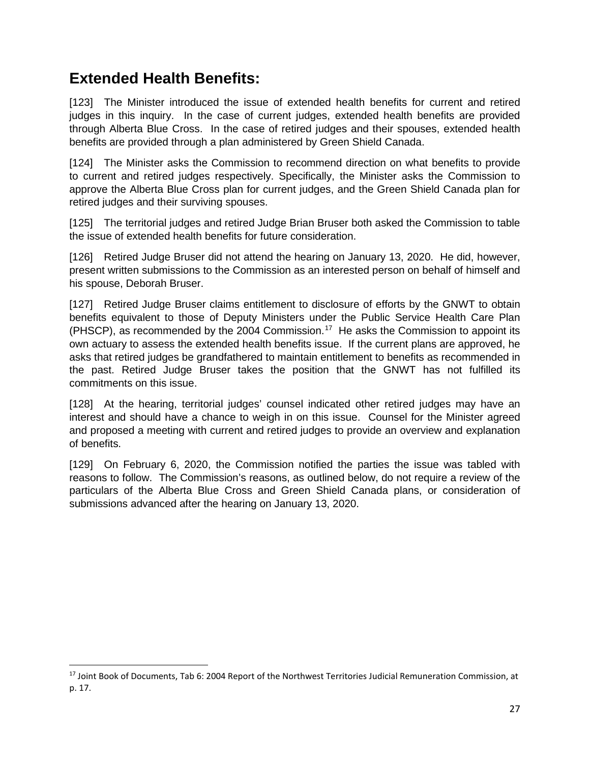## Extended Health Benefits:

[123] The Minister introduced the issue of extended health benefits for current and retired judges in this inquiry. In the case of current judges, extended health benefits are provided through Alberta Blue Cross. In the case of retired judges and their spouses, extended health benefits are provided through a plan administered by Green Shield Canada.

[124] The Minister asks the Commission to recommend direction on what benefits to provide to current and retired judges respectively. Specifically, the Minister asks the Commission to approve the Alberta Blue Cross plan for current judges, and the Green Shield Canada plan for retired judges and their surviving spouses.

[125] The territorial judges and retired Judge Brian Bruser both asked the Commission to table the issue of extended health benefits for future consideration.

[126] Retired Judge Bruser did not attend the hearing on January 13, 2020. He did, however, present written submissions to the Commission as an interested person on behalf of himself and his spouse, Deborah Bruser.

[127] Retired Judge Bruser claims entitlement to disclosure of efforts by the GNWT to obtain benefits equivalent to those of Deputy Ministers under the Public Service Health Care Plan (PHSCP), as recommended by the 2004 Commission.[17] He asks the Commission to appoint its own actuary to assess the extended health benefits issue. If the current plans are approved, he asks that retired judges be grandfathered to maintain entitlement to benefits as recommended in the past. Retired Judge Bruser takes the position that the GNWT has not fulfilled its commitments on this issue.

[128] At the hearing, territorial judges' counsel indicated other retired judges may have an interest and should have a chance to weigh in on this issue. Counsel for the Minister agreed and proposed a meeting with current and retired judges to provide an overview and explanation of benefits.

[129] On February 6, 2020, the Commission notified the parties the issue was tabled with reasons to follow. The Commission's reasons, as outlined below, do not require a review of the particulars of the Alberta Blue Cross and Green Shield Canada plans, or consideration of submissions advanced after the hearing on January 13, 2020.

---

[17] Joint Book of Documents, Tab 6: 2004 Report of the Northwest Territories Judicial Remuneration Commission, at p. 17.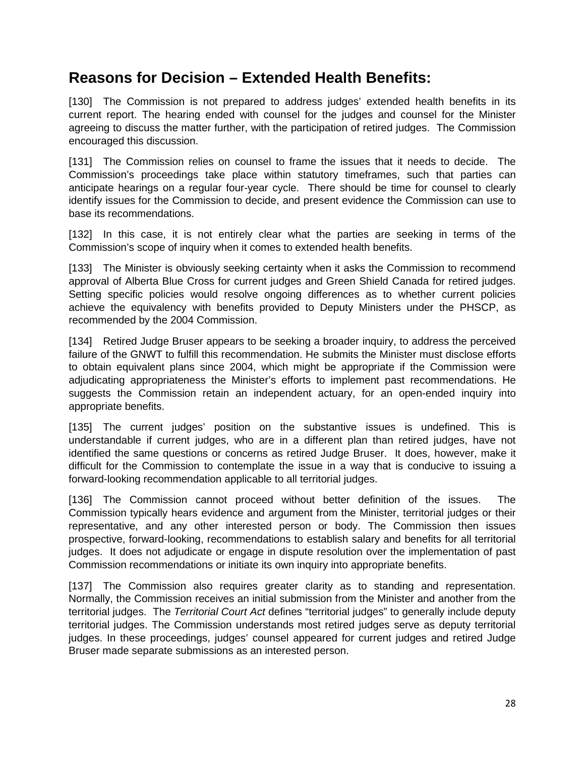## Reasons for Decision – Extended Health Benefits:

[130] The Commission is not prepared to address judges' extended health benefits in its current report. The hearing ended with counsel for the judges and counsel for the Minister agreeing to discuss the matter further, with the participation of retired judges. The Commission encouraged this discussion.

[131] The Commission relies on counsel to frame the issues that it needs to decide. The Commission's proceedings take place within statutory timeframes, such that parties can anticipate hearings on a regular four-year cycle. There should be time for counsel to clearly identify issues for the Commission to decide, and present evidence the Commission can use to base its recommendations.

[132] In this case, it is not entirely clear what the parties are seeking in terms of the Commission's scope of inquiry when it comes to extended health benefits.

[133] The Minister is obviously seeking certainty when it asks the Commission to recommend approval of Alberta Blue Cross for current judges and Green Shield Canada for retired judges. Setting specific policies would resolve ongoing differences as to whether current policies achieve the equivalency with benefits provided to Deputy Ministers under the PHSCP, as recommended by the 2004 Commission.

[134] Retired Judge Bruser appears to be seeking a broader inquiry, to address the perceived failure of the GNWT to fulfill this recommendation. He submits the Minister must disclose efforts to obtain equivalent plans since 2004, which might be appropriate if the Commission were adjudicating appropriateness the Minister's efforts to implement past recommendations. He suggests the Commission retain an independent actuary, for an open-ended inquiry into appropriate benefits.

[135] The current judges' position on the substantive issues is undefined. This is understandable if current judges, who are in a different plan than retired judges, have not identified the same questions or concerns as retired Judge Bruser. It does, however, make it difficult for the Commission to contemplate the issue in a way that is conducive to issuing a forward-looking recommendation applicable to all territorial judges.

[136] The Commission cannot proceed without better definition of the issues. The Commission typically hears evidence and argument from the Minister, territorial judges or their representative, and any other interested person or body. The Commission then issues prospective, forward-looking, recommendations to establish salary and benefits for all territorial judges. It does not adjudicate or engage in dispute resolution over the implementation of past Commission recommendations or initiate its own inquiry into appropriate benefits.

[137] The Commission also requires greater clarity as to standing and representation. Normally, the Commission receives an initial submission from the Minister and another from the territorial judges. The *Territorial Court Act* defines "territorial judges" to generally include deputy territorial judges. The Commission understands most retired judges serve as deputy territorial judges. In these proceedings, judges' counsel appeared for current judges and retired Judge Bruser made separate submissions as an interested person.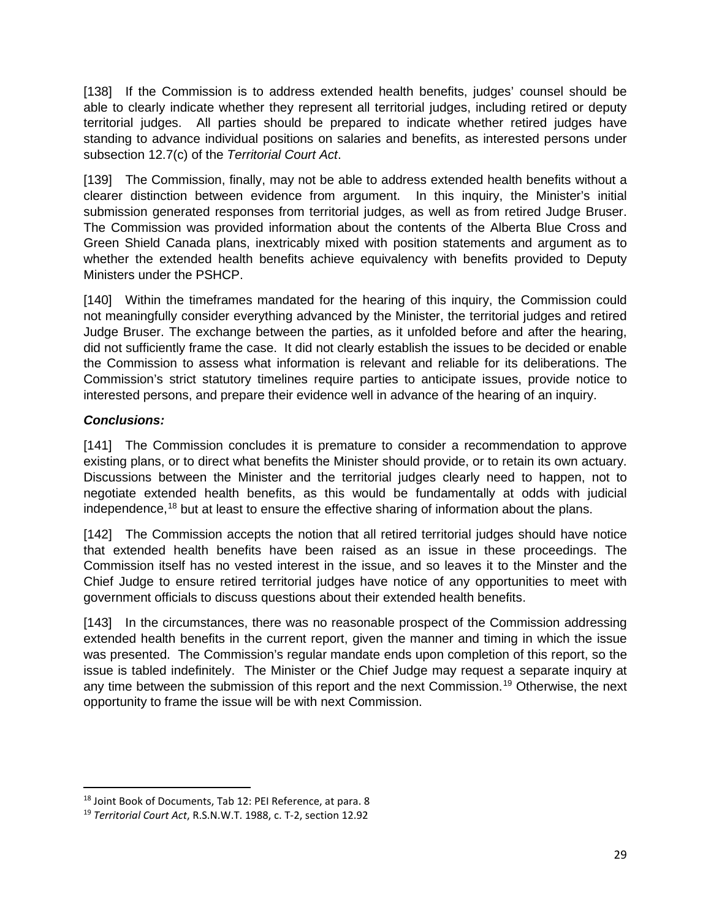[138] If the Commission is to address extended health benefits, judges' counsel should be able to clearly indicate whether they represent all territorial judges, including retired or deputy territorial judges. All parties should be prepared to indicate whether retired judges have standing to advance individual positions on salaries and benefits, as interested persons under subsection 12.7(c) of the *Territorial Court Act*.

[139] The Commission, finally, may not be able to address extended health benefits without a clearer distinction between evidence from argument. In this inquiry, the Minister's initial submission generated responses from territorial judges, as well as from retired Judge Bruser. The Commission was provided information about the contents of the Alberta Blue Cross and Green Shield Canada plans, inextricably mixed with position statements and argument as to whether the extended health benefits achieve equivalency with benefits provided to Deputy Ministers under the PSHCP.

[140] Within the timeframes mandated for the hearing of this inquiry, the Commission could not meaningfully consider everything advanced by the Minister, the territorial judges and retired Judge Bruser. The exchange between the parties, as it unfolded before and after the hearing, did not sufficiently frame the case. It did not clearly establish the issues to be decided or enable the Commission to assess what information is relevant and reliable for its deliberations. The Commission's strict statutory timelines require parties to anticipate issues, provide notice to interested persons, and prepare their evidence well in advance of the hearing of an inquiry.

***Conclusions:***

[141] The Commission concludes it is premature to consider a recommendation to approve existing plans, or to direct what benefits the Minister should provide, or to retain its own actuary. Discussions between the Minister and the territorial judges clearly need to happen, not to negotiate extended health benefits, as this would be fundamentally at odds with judicial independence,[18] but at least to ensure the effective sharing of information about the plans.

[142] The Commission accepts the notion that all retired territorial judges should have notice that extended health benefits have been raised as an issue in these proceedings. The Commission itself has no vested interest in the issue, and so leaves it to the Minster and the Chief Judge to ensure retired territorial judges have notice of any opportunities to meet with government officials to discuss questions about their extended health benefits.

[143] In the circumstances, there was no reasonable prospect of the Commission addressing extended health benefits in the current report, given the manner and timing in which the issue was presented. The Commission's regular mandate ends upon completion of this report, so the issue is tabled indefinitely. The Minister or the Chief Judge may request a separate inquiry at any time between the submission of this report and the next Commission.[19] Otherwise, the next opportunity to frame the issue will be with next Commission.

---

[18] Joint Book of Documents, Tab 12: PEI Reference, at para. 8

[19] *Territorial Court Act*, R.S.N.W.T. 1988, c. T-2, section 12.92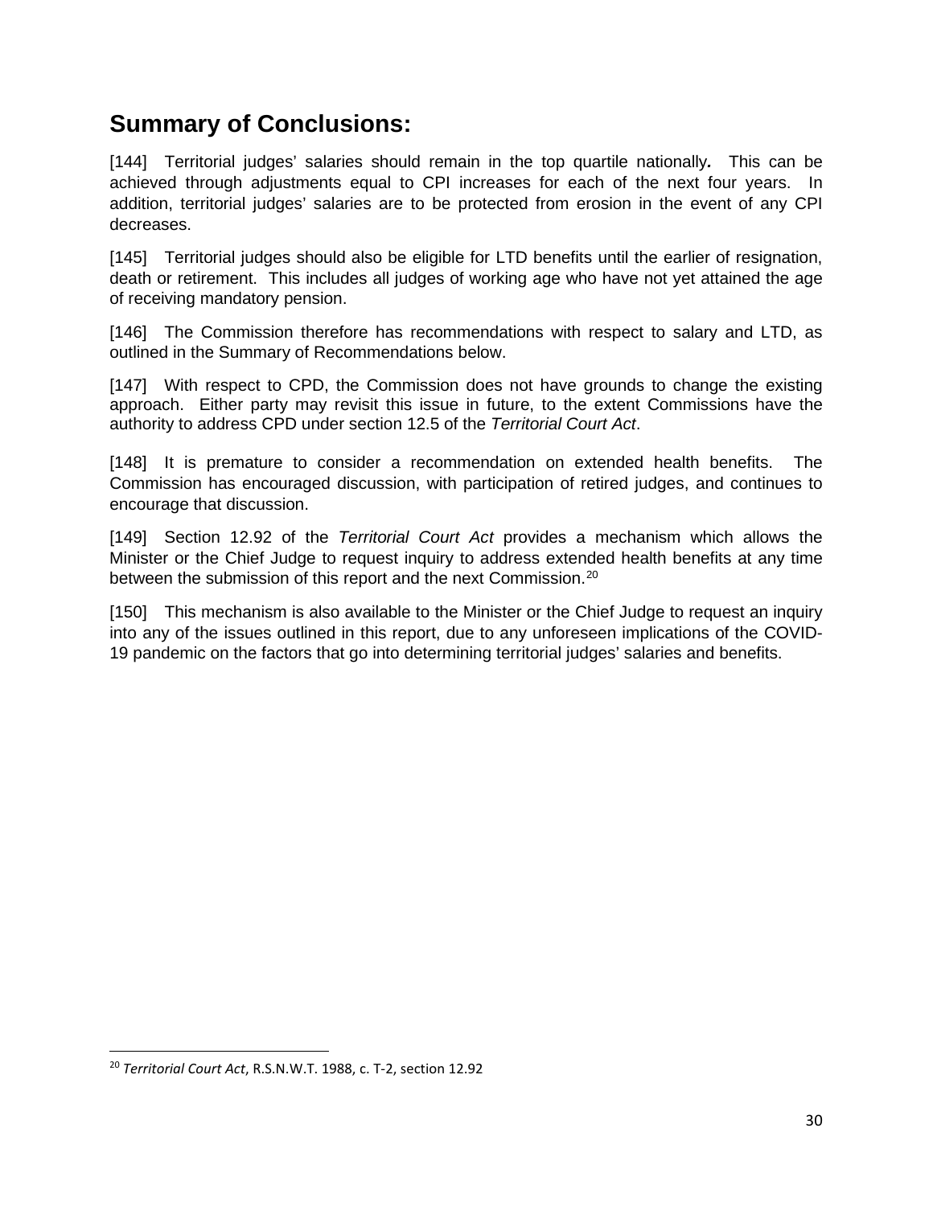## Summary of Conclusions:

[144] Territorial judges' salaries should remain in the top quartile nationally**.** This can be achieved through adjustments equal to CPI increases for each of the next four years. In addition, territorial judges' salaries are to be protected from erosion in the event of any CPI decreases.

[145] Territorial judges should also be eligible for LTD benefits until the earlier of resignation, death or retirement. This includes all judges of working age who have not yet attained the age of receiving mandatory pension.

[146] The Commission therefore has recommendations with respect to salary and LTD, as outlined in the Summary of Recommendations below.

[147] With respect to CPD, the Commission does not have grounds to change the existing approach. Either party may revisit this issue in future, to the extent Commissions have the authority to address CPD under section 12.5 of the *Territorial Court Act*.

[148] It is premature to consider a recommendation on extended health benefits. The Commission has encouraged discussion, with participation of retired judges, and continues to encourage that discussion.

[149] Section 12.92 of the *Territorial Court Act* provides a mechanism which allows the Minister or the Chief Judge to request inquiry to address extended health benefits at any time between the submission of this report and the next Commission.[20]

[150] This mechanism is also available to the Minister or the Chief Judge to request an inquiry into any of the issues outlined in this report, due to any unforeseen implications of the COVID-19 pandemic on the factors that go into determining territorial judges' salaries and benefits.

---

[20] *Territorial Court Act*, R.S.N.W.T. 1988, c. T-2, section 12.92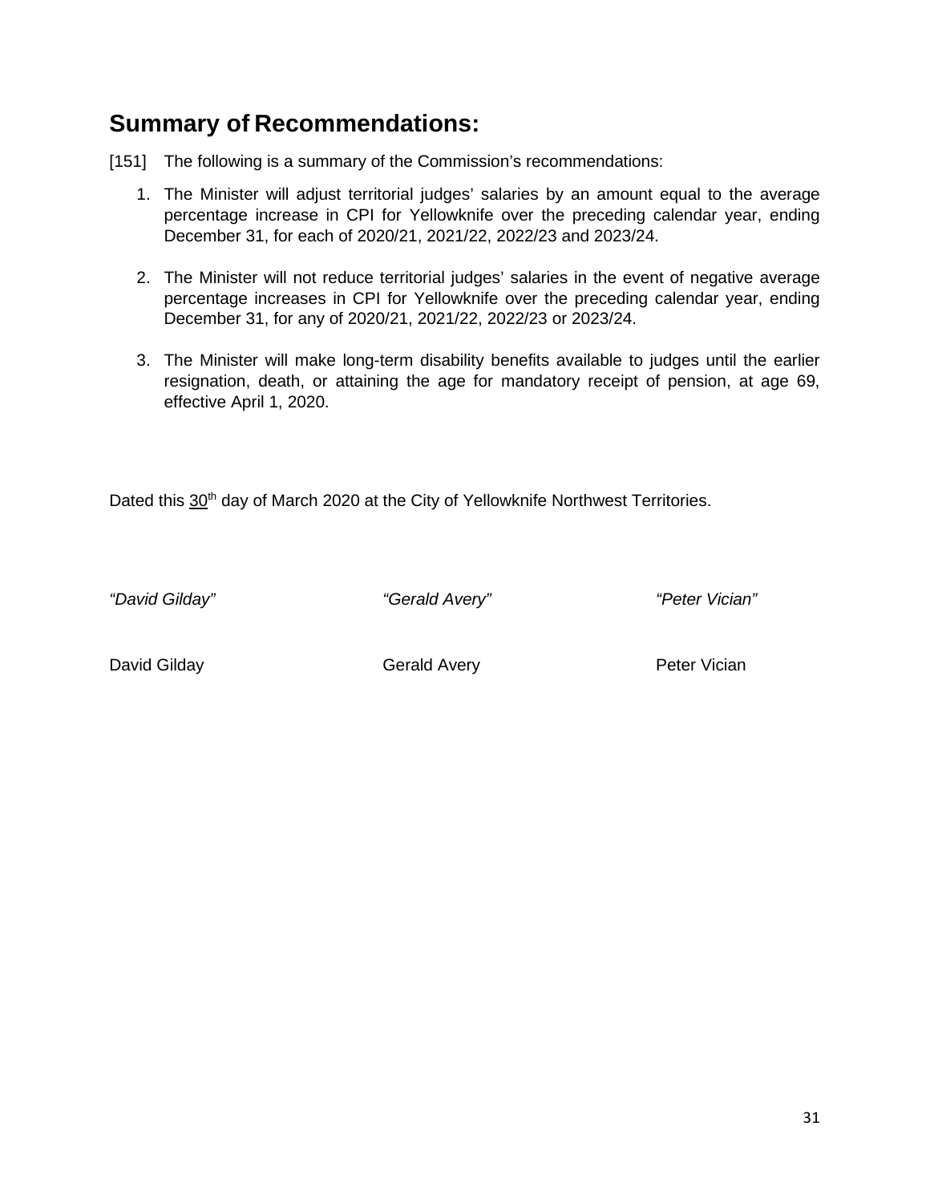## Summary of Recommendations:

[151] The following is a summary of the Commission's recommendations:

1. The Minister will adjust territorial judges' salaries by an amount equal to the average percentage increase in CPI for Yellowknife over the preceding calendar year, ending December 31, for each of 2020/21, 2021/22, 2022/23 and 2023/24.
2. The Minister will not reduce territorial judges' salaries in the event of negative average percentage increases in CPI for Yellowknife over the preceding calendar year, ending December 31, for any of 2020/21, 2021/22, 2022/23 or 2023/24.
3. The Minister will make long-term disability benefits available to judges until the earlier resignation, death, or attaining the age for mandatory receipt of pension, at age 69, effective April 1, 2020.

Dated this 30th day of March 2020 at the City of Yellowknife Northwest Territories.

| | | |
|---|---|---|
| *"David Gilday"* | *"Gerald Avery"* | *"Peter Vician"* |
| David Gilday | Gerald Avery | Peter Vician |